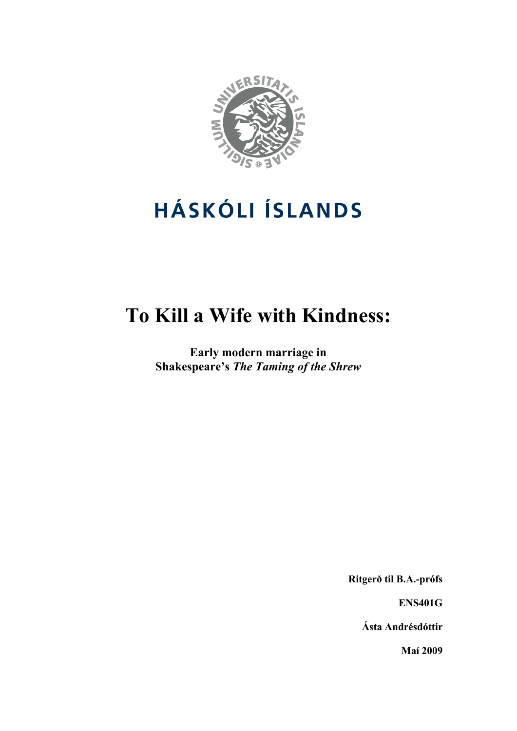HÁSKÓLI ÍSLANDS

# To Kill a Wife with Kindness:

**Early modern marriage in Shakespeare's *The Taming of the Shrew***

**Ritgerð til B.A.-prófs**

**ENS401G**

**Ásta Andrésdóttir**

**Maí 2009**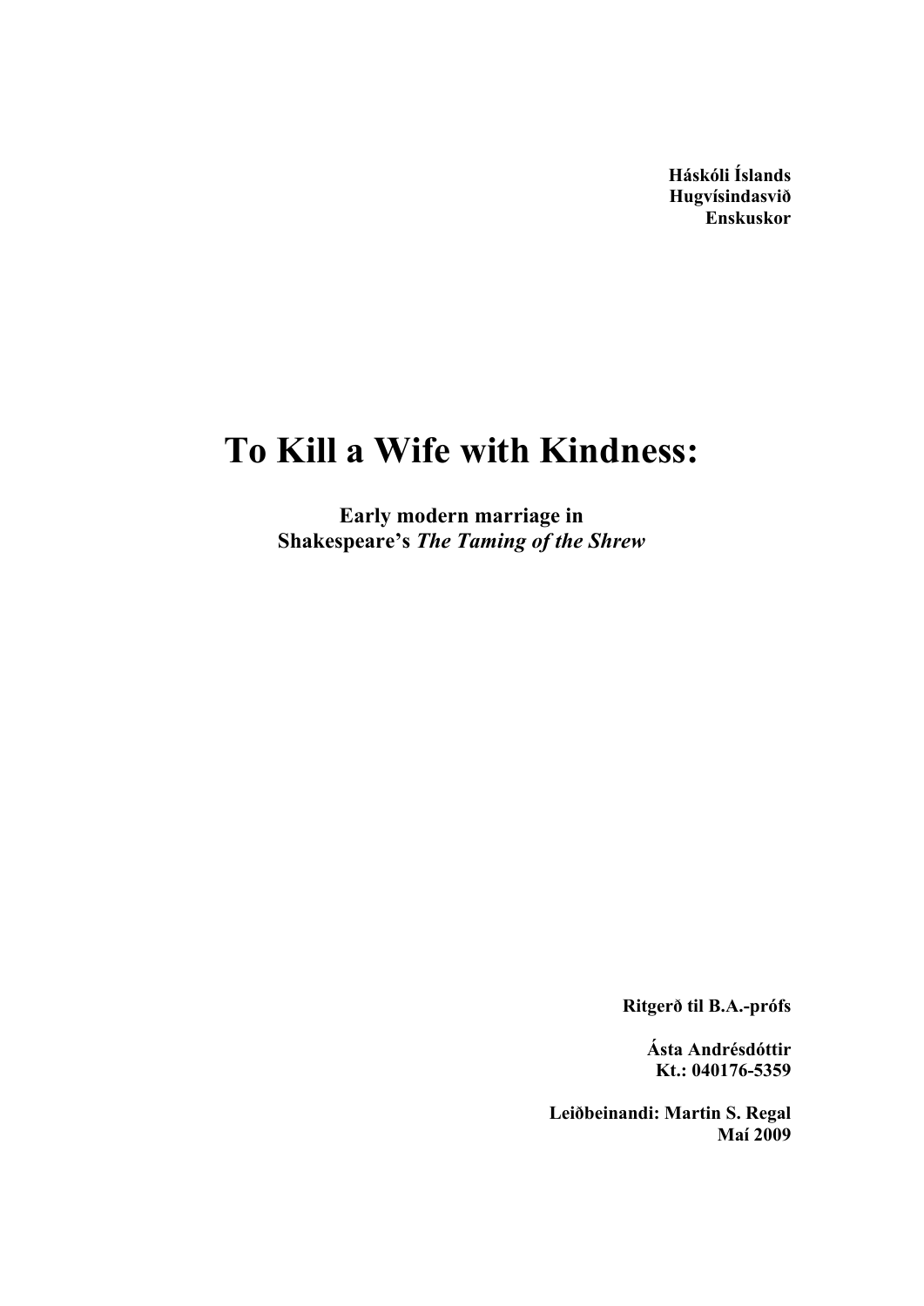**Háskóli Íslands**
**Hugvísindasvið**
**Enskuskor**

# To Kill a Wife with Kindness:

**Early modern marriage in**
**Shakespeare's *The Taming of the Shrew***

**Ritgerð til B.A.-prófs**

**Ásta Andrésdóttir**
**Kt.: 040176-5359**

**Leiðbeinandi: Martin S. Regal**
**Maí 2009**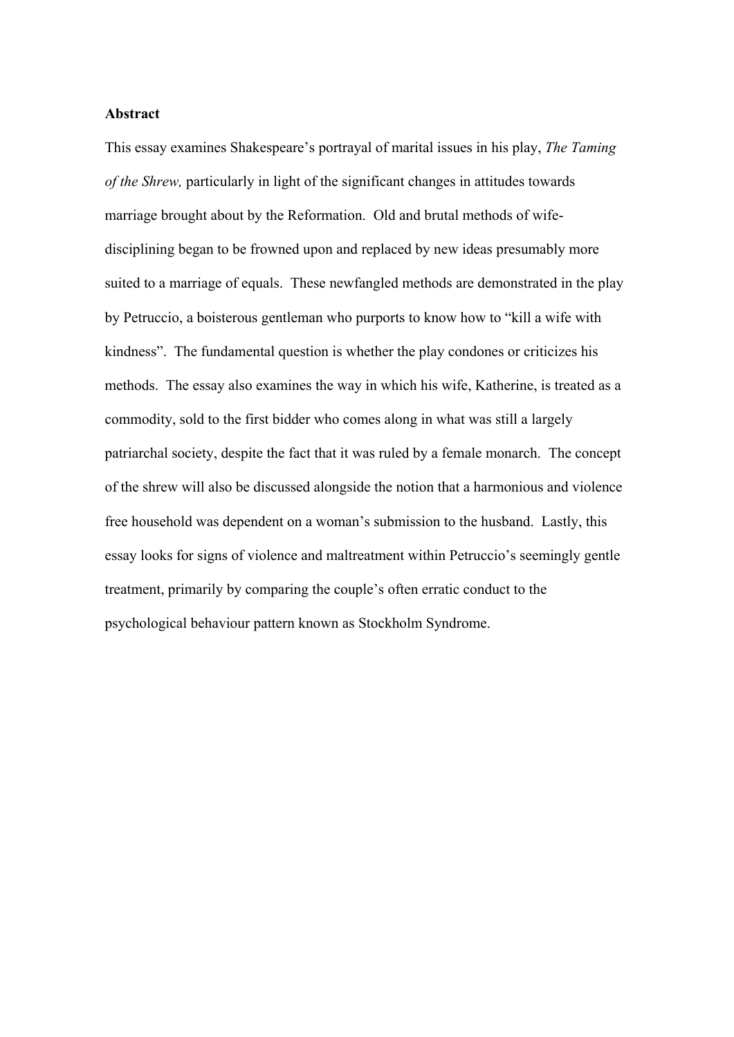**Abstract**

This essay examines Shakespeare's portrayal of marital issues in his play, *The Taming of the Shrew,* particularly in light of the significant changes in attitudes towards marriage brought about by the Reformation. Old and brutal methods of wife-disciplining began to be frowned upon and replaced by new ideas presumably more suited to a marriage of equals. These newfangled methods are demonstrated in the play by Petruccio, a boisterous gentleman who purports to know how to "kill a wife with kindness". The fundamental question is whether the play condones or criticizes his methods. The essay also examines the way in which his wife, Katherine, is treated as a commodity, sold to the first bidder who comes along in what was still a largely patriarchal society, despite the fact that it was ruled by a female monarch. The concept of the shrew will also be discussed alongside the notion that a harmonious and violence free household was dependent on a woman's submission to the husband. Lastly, this essay looks for signs of violence and maltreatment within Petruccio's seemingly gentle treatment, primarily by comparing the couple's often erratic conduct to the psychological behaviour pattern known as Stockholm Syndrome.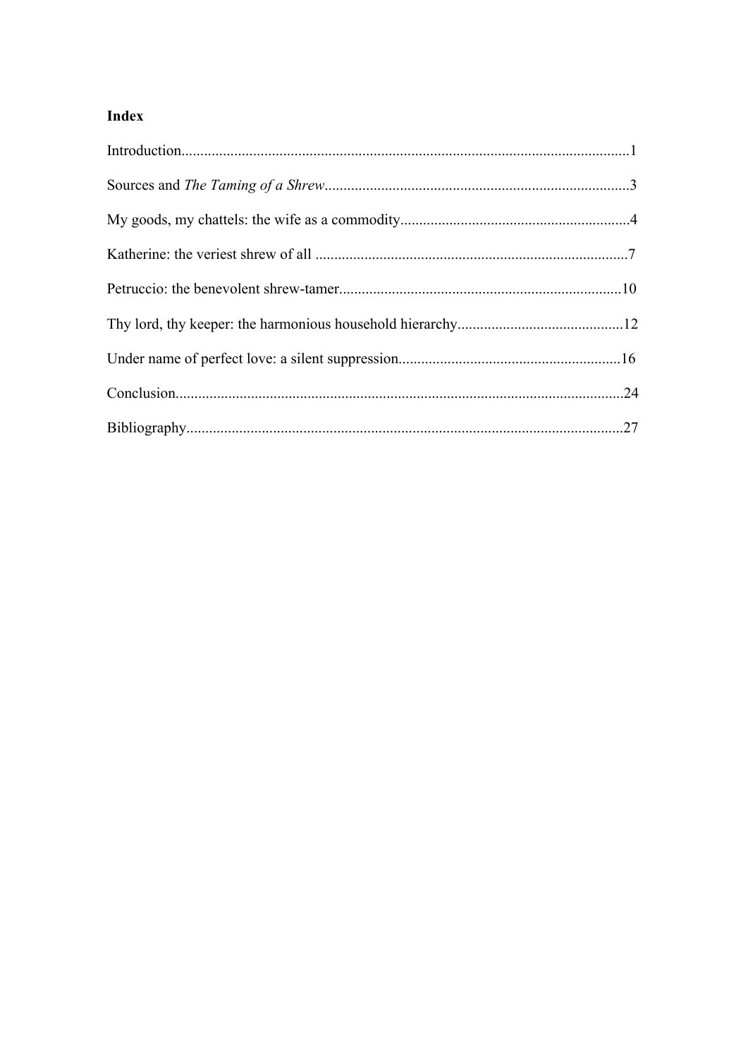**Index**

Introduction......................................................................................................................1

Sources and *The Taming of a Shrew*................................................................................3

My goods, my chattels: the wife as a commodity............................................................4

Katherine: the veriest shrew of all ..................................................................................7

Petruccio: the benevolent shrew-tamer..........................................................................10

Thy lord, thy keeper: the harmonious household hierarchy...........................................12

Under name of perfect love: a silent suppression..........................................................16

Conclusion......................................................................................................................24

Bibliography...................................................................................................................27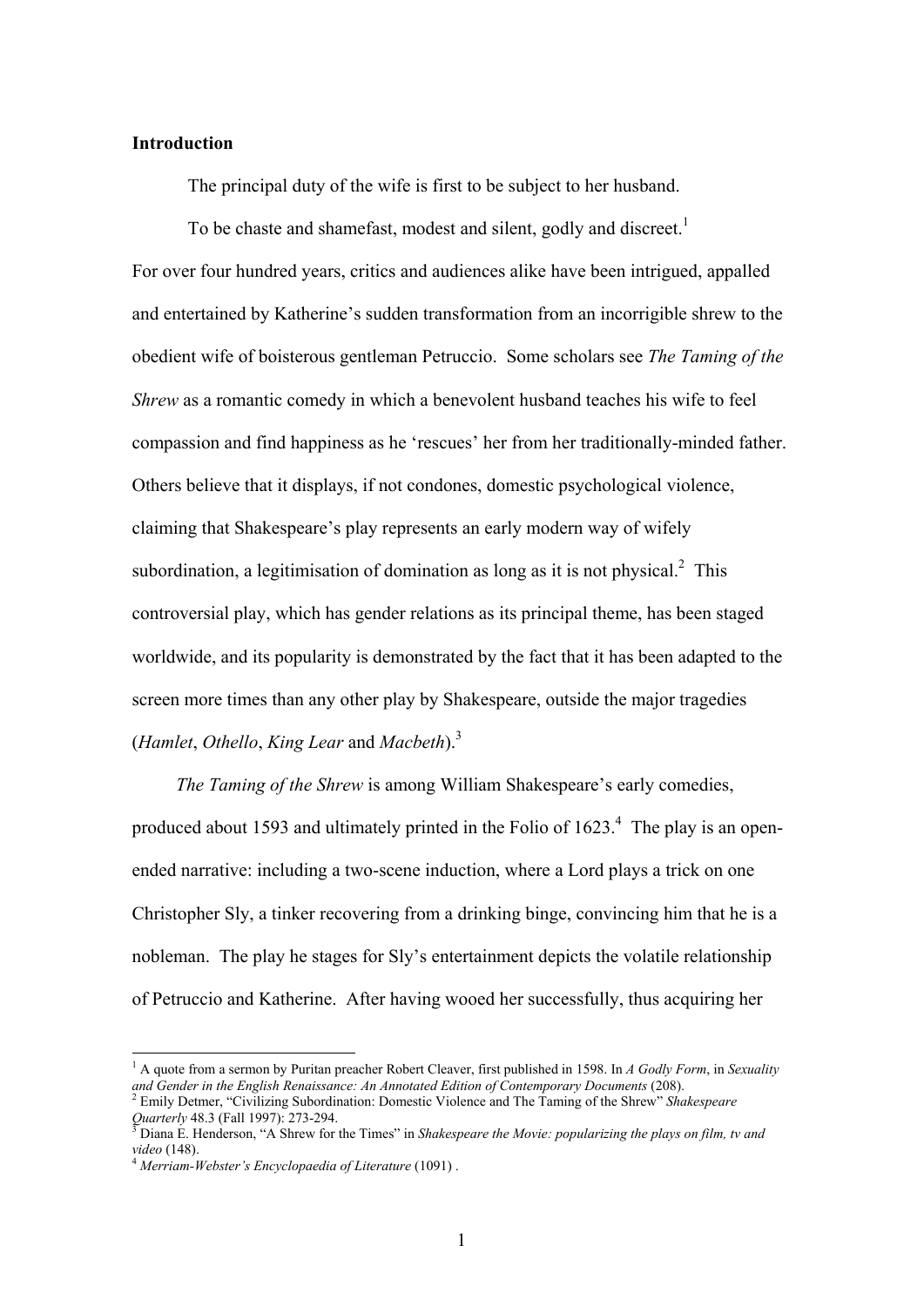**Introduction**

The principal duty of the wife is first to be subject to her husband.

To be chaste and shamefast, modest and silent, godly and discreet.[1]

For over four hundred years, critics and audiences alike have been intrigued, appalled and entertained by Katherine's sudden transformation from an incorrigible shrew to the obedient wife of boisterous gentleman Petruccio. Some scholars see *The Taming of the Shrew* as a romantic comedy in which a benevolent husband teaches his wife to feel compassion and find happiness as he 'rescues' her from her traditionally-minded father. Others believe that it displays, if not condones, domestic psychological violence, claiming that Shakespeare's play represents an early modern way of wifely subordination, a legitimisation of domination as long as it is not physical.[2] This controversial play, which has gender relations as its principal theme, has been staged worldwide, and its popularity is demonstrated by the fact that it has been adapted to the screen more times than any other play by Shakespeare, outside the major tragedies (*Hamlet*, *Othello*, *King Lear* and *Macbeth*).[3]

*The Taming of the Shrew* is among William Shakespeare's early comedies, produced about 1593 and ultimately printed in the Folio of 1623.[4] The play is an open-ended narrative: including a two-scene induction, where a Lord plays a trick on one Christopher Sly, a tinker recovering from a drinking binge, convincing him that he is a nobleman. The play he stages for Sly's entertainment depicts the volatile relationship of Petruccio and Katherine. After having wooed her successfully, thus acquiring her

---

[1] A quote from a sermon by Puritan preacher Robert Cleaver, first published in 1598. In *A Godly Form*, in *Sexuality and Gender in the English Renaissance: An Annotated Edition of Contemporary Documents* (208).

[2] Emily Detmer, "Civilizing Subordination: Domestic Violence and The Taming of the Shrew" *Shakespeare Quarterly* 48.3 (Fall 1997): 273-294.

[3] Diana E. Henderson, "A Shrew for the Times" in *Shakespeare the Movie: popularizing the plays on film, tv and video* (148).

[4] *Merriam-Webster's Encyclopaedia of Literature* (1091) .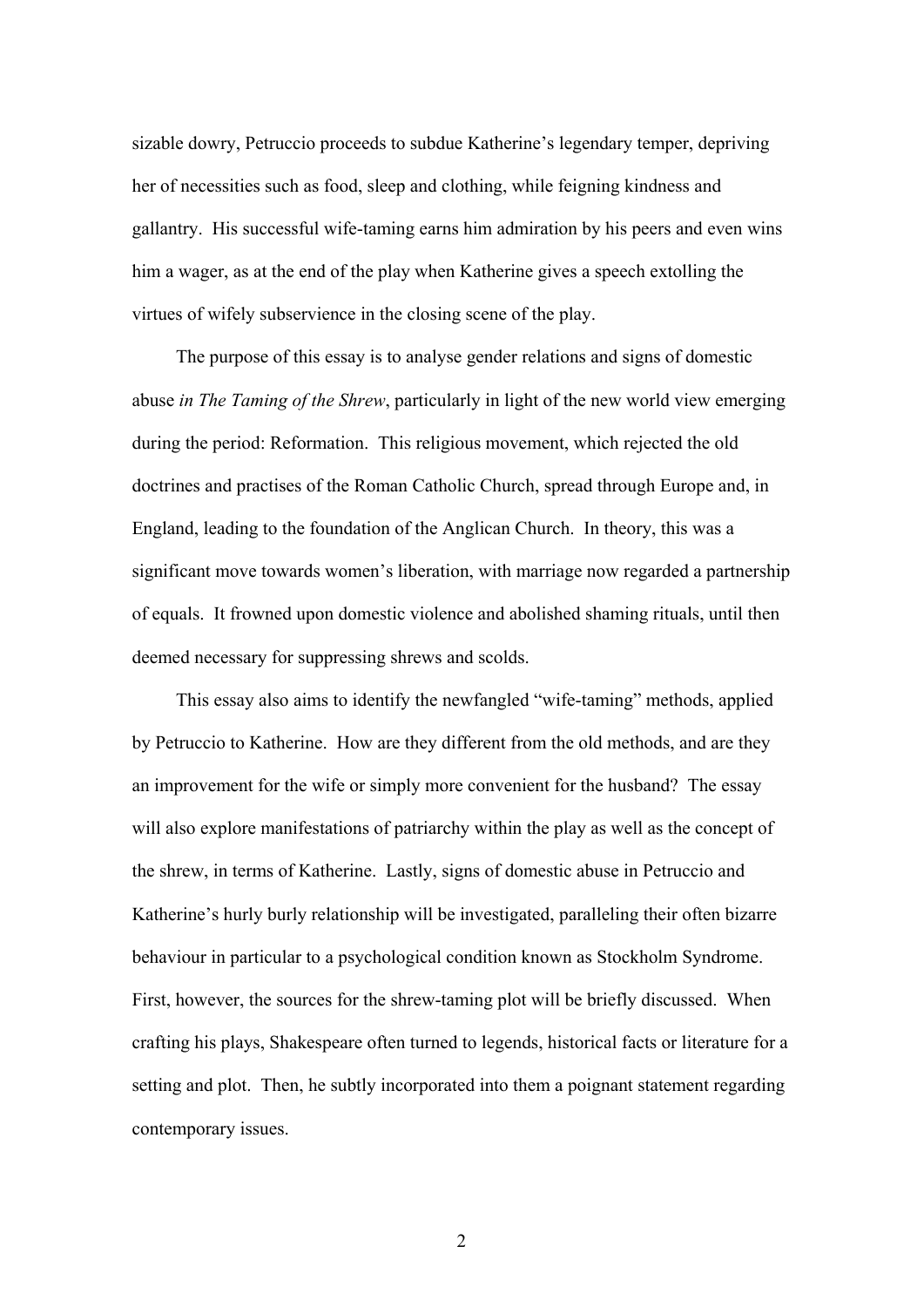sizable dowry, Petruccio proceeds to subdue Katherine's legendary temper, depriving her of necessities such as food, sleep and clothing, while feigning kindness and gallantry. His successful wife-taming earns him admiration by his peers and even wins him a wager, as at the end of the play when Katherine gives a speech extolling the virtues of wifely subservience in the closing scene of the play.

The purpose of this essay is to analyse gender relations and signs of domestic abuse *in The Taming of the Shrew*, particularly in light of the new world view emerging during the period: Reformation. This religious movement, which rejected the old doctrines and practises of the Roman Catholic Church, spread through Europe and, in England, leading to the foundation of the Anglican Church. In theory, this was a significant move towards women's liberation, with marriage now regarded a partnership of equals. It frowned upon domestic violence and abolished shaming rituals, until then deemed necessary for suppressing shrews and scolds.

This essay also aims to identify the newfangled "wife-taming" methods, applied by Petruccio to Katherine. How are they different from the old methods, and are they an improvement for the wife or simply more convenient for the husband? The essay will also explore manifestations of patriarchy within the play as well as the concept of the shrew, in terms of Katherine. Lastly, signs of domestic abuse in Petruccio and Katherine's hurly burly relationship will be investigated, paralleling their often bizarre behaviour in particular to a psychological condition known as Stockholm Syndrome. First, however, the sources for the shrew-taming plot will be briefly discussed. When crafting his plays, Shakespeare often turned to legends, historical facts or literature for a setting and plot. Then, he subtly incorporated into them a poignant statement regarding contemporary issues.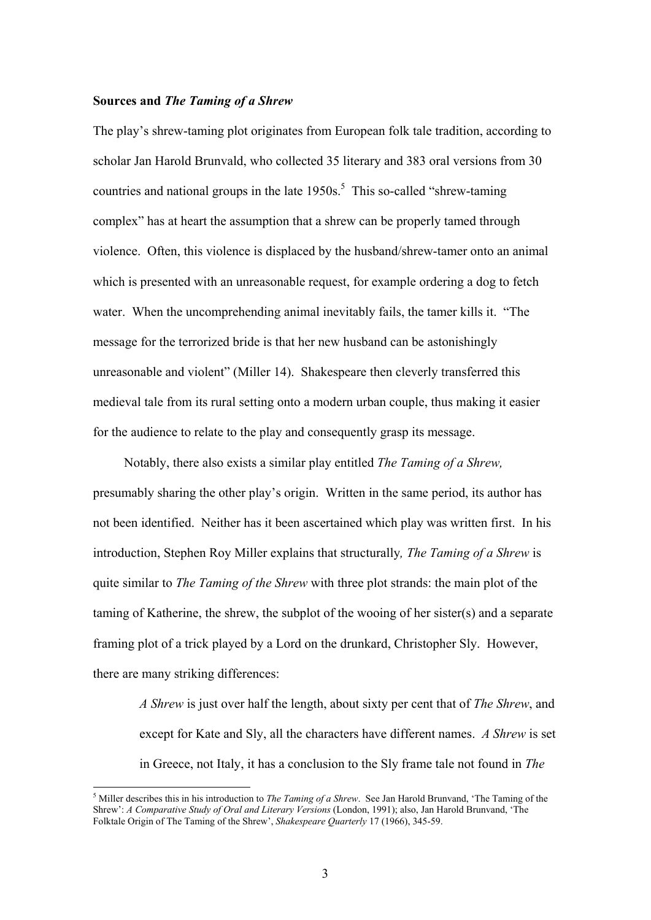**Sources and *The Taming of a Shrew***

The play's shrew-taming plot originates from European folk tale tradition, according to scholar Jan Harold Brunvald, who collected 35 literary and 383 oral versions from 30 countries and national groups in the late 1950s.[5] This so-called "shrew-taming complex" has at heart the assumption that a shrew can be properly tamed through violence. Often, this violence is displaced by the husband/shrew-tamer onto an animal which is presented with an unreasonable request, for example ordering a dog to fetch water. When the uncomprehending animal inevitably fails, the tamer kills it. "The message for the terrorized bride is that her new husband can be astonishingly unreasonable and violent" (Miller 14). Shakespeare then cleverly transferred this medieval tale from its rural setting onto a modern urban couple, thus making it easier for the audience to relate to the play and consequently grasp its message.

Notably, there also exists a similar play entitled *The Taming of a Shrew,* presumably sharing the other play's origin. Written in the same period, its author has not been identified. Neither has it been ascertained which play was written first. In his introduction, Stephen Roy Miller explains that structurally*, The Taming of a Shrew* is quite similar to *The Taming of the Shrew* with three plot strands: the main plot of the taming of Katherine, the shrew, the subplot of the wooing of her sister(s) and a separate framing plot of a trick played by a Lord on the drunkard, Christopher Sly. However, there are many striking differences:

> *A Shrew* is just over half the length, about sixty per cent that of *The Shrew*, and except for Kate and Sly, all the characters have different names. *A Shrew* is set in Greece, not Italy, it has a conclusion to the Sly frame tale not found in *The*

[5] Miller describes this in his introduction to *The Taming of a Shrew*. See Jan Harold Brunvand, 'The Taming of the Shrew': *A Comparative Study of Oral and Literary Versions* (London, 1991); also, Jan Harold Brunvand, 'The Folktale Origin of The Taming of the Shrew', *Shakespeare Quarterly* 17 (1966), 345-59.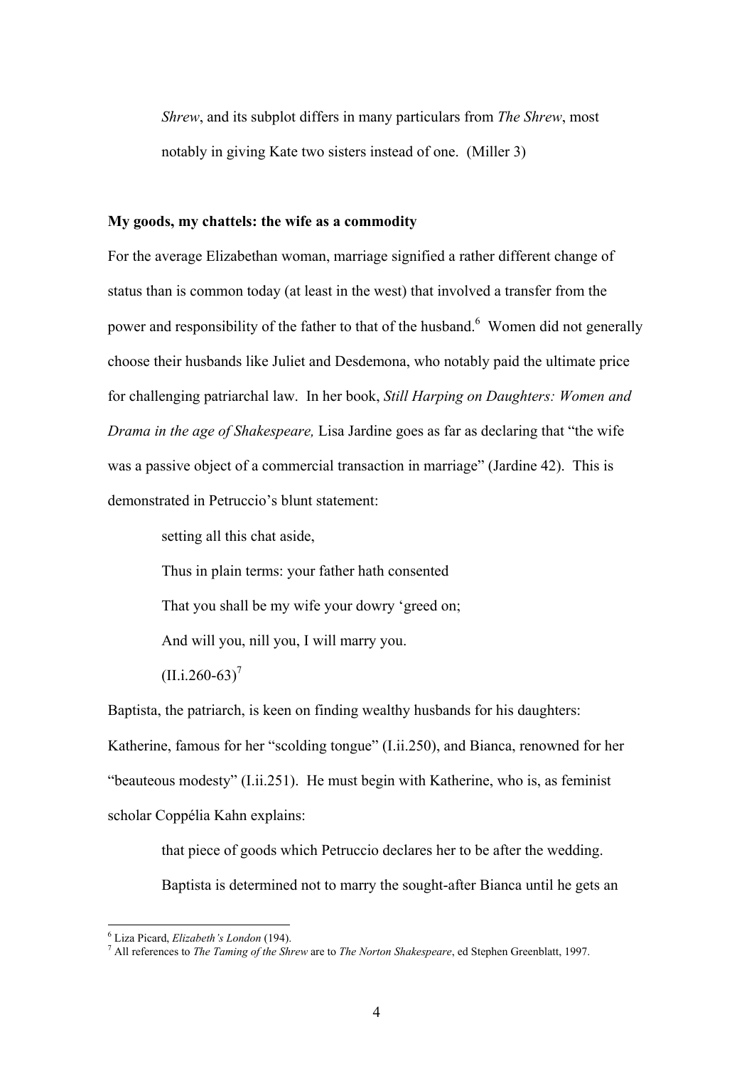> *Shrew*, and its subplot differs in many particulars from *The Shrew*, most notably in giving Kate two sisters instead of one. (Miller 3)

**My goods, my chattels: the wife as a commodity**

For the average Elizabethan woman, marriage signified a rather different change of status than is common today (at least in the west) that involved a transfer from the power and responsibility of the father to that of the husband.[6] Women did not generally choose their husbands like Juliet and Desdemona, who notably paid the ultimate price for challenging patriarchal law. In her book, *Still Harping on Daughters: Women and Drama in the age of Shakespeare,* Lisa Jardine goes as far as declaring that "the wife was a passive object of a commercial transaction in marriage" (Jardine 42). This is demonstrated in Petruccio's blunt statement:

> setting all this chat aside,
>
> Thus in plain terms: your father hath consented
>
> That you shall be my wife your dowry 'greed on;
>
> And will you, nill you, I will marry you.
>
> (II.i.260-63)[7]

Baptista, the patriarch, is keen on finding wealthy husbands for his daughters: Katherine, famous for her "scolding tongue" (I.ii.250), and Bianca, renowned for her "beauteous modesty" (I.ii.251). He must begin with Katherine, who is, as feminist scholar Coppélia Kahn explains:

> that piece of goods which Petruccio declares her to be after the wedding. Baptista is determined not to marry the sought-after Bianca until he gets an

---

[6] Liza Picard, *Elizabeth's London* (194).

[7] All references to *The Taming of the Shrew* are to *The Norton Shakespeare*, ed Stephen Greenblatt, 1997.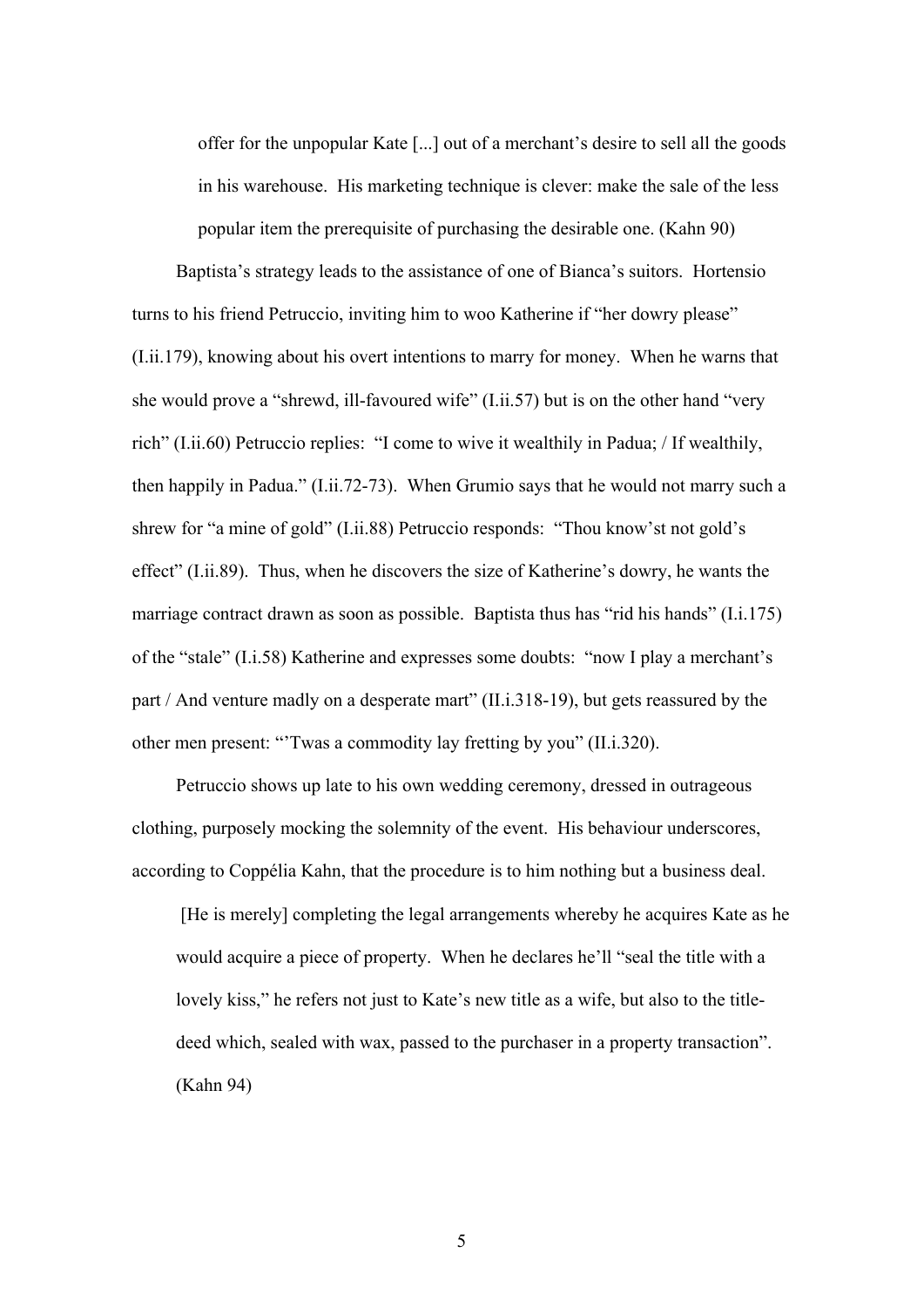> offer for the unpopular Kate [...] out of a merchant's desire to sell all the goods in his warehouse. His marketing technique is clever: make the sale of the less popular item the prerequisite of purchasing the desirable one. (Kahn 90)

Baptista's strategy leads to the assistance of one of Bianca's suitors. Hortensio turns to his friend Petruccio, inviting him to woo Katherine if "her dowry please" (I.ii.179), knowing about his overt intentions to marry for money. When he warns that she would prove a "shrewd, ill-favoured wife" (I.ii.57) but is on the other hand "very rich" (I.ii.60) Petruccio replies: "I come to wive it wealthily in Padua; / If wealthily, then happily in Padua." (I.ii.72-73). When Grumio says that he would not marry such a shrew for "a mine of gold" (I.ii.88) Petruccio responds: "Thou know'st not gold's effect" (I.ii.89). Thus, when he discovers the size of Katherine's dowry, he wants the marriage contract drawn as soon as possible. Baptista thus has "rid his hands" (I.i.175) of the "stale" (I.i.58) Katherine and expresses some doubts: "now I play a merchant's part / And venture madly on a desperate mart" (II.i.318-19), but gets reassured by the other men present: "'Twas a commodity lay fretting by you" (II.i.320).

Petruccio shows up late to his own wedding ceremony, dressed in outrageous clothing, purposely mocking the solemnity of the event. His behaviour underscores, according to Coppélia Kahn, that the procedure is to him nothing but a business deal.

> [He is merely] completing the legal arrangements whereby he acquires Kate as he would acquire a piece of property. When he declares he'll "seal the title with a lovely kiss," he refers not just to Kate's new title as a wife, but also to the title-deed which, sealed with wax, passed to the purchaser in a property transaction". (Kahn 94)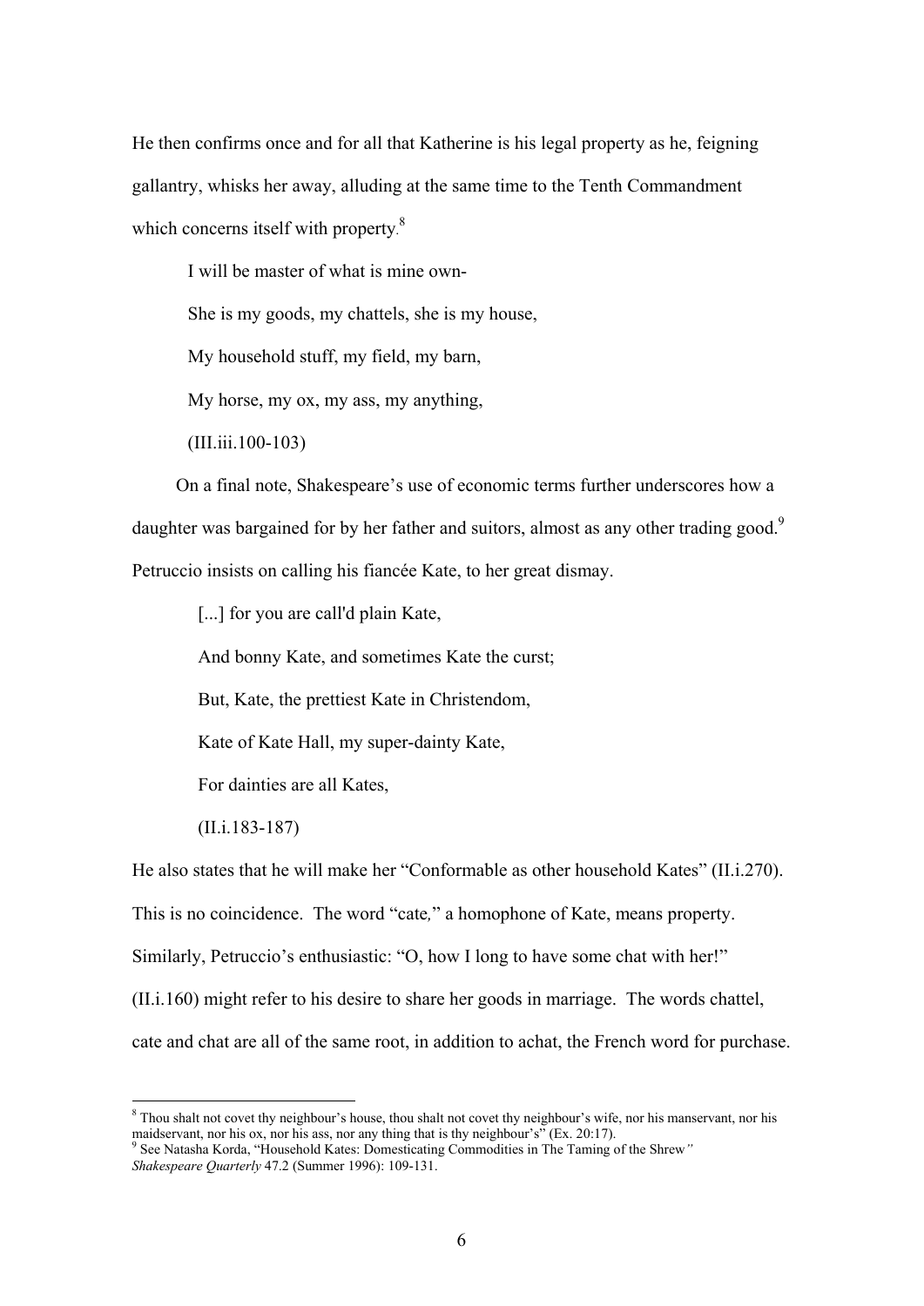He then confirms once and for all that Katherine is his legal property as he, feigning gallantry, whisks her away, alluding at the same time to the Tenth Commandment which concerns itself with property.[8]

> I will be master of what is mine own-
>
> She is my goods, my chattels, she is my house,
>
> My household stuff, my field, my barn,
>
> My horse, my ox, my ass, my anything,
>
> (III.iii.100-103)

On a final note, Shakespeare's use of economic terms further underscores how a daughter was bargained for by her father and suitors, almost as any other trading good.[9] Petruccio insists on calling his fiancée Kate, to her great dismay.

> [...] for you are call'd plain Kate,
>
> And bonny Kate, and sometimes Kate the curst;
>
> But, Kate, the prettiest Kate in Christendom,
>
> Kate of Kate Hall, my super-dainty Kate,
>
> For dainties are all Kates,
>
> (II.i.183-187)

He also states that he will make her "Conformable as other household Kates" (II.i.270). This is no coincidence. The word "cate*,*" a homophone of Kate, means property. Similarly, Petruccio's enthusiastic: "O, how I long to have some chat with her!" (II.i.160) might refer to his desire to share her goods in marriage. The words chattel, cate and chat are all of the same root, in addition to achat, the French word for purchase.

---

[8] Thou shalt not covet thy neighbour's house, thou shalt not covet thy neighbour's wife, nor his manservant, nor his maidservant, nor his ox, nor his ass, nor any thing that is thy neighbour's" (Ex. 20:17).

[9] See Natasha Korda, "Household Kates: Domesticating Commodities in The Taming of the Shrew*"* *Shakespeare Quarterly* 47.2 (Summer 1996): 109-131.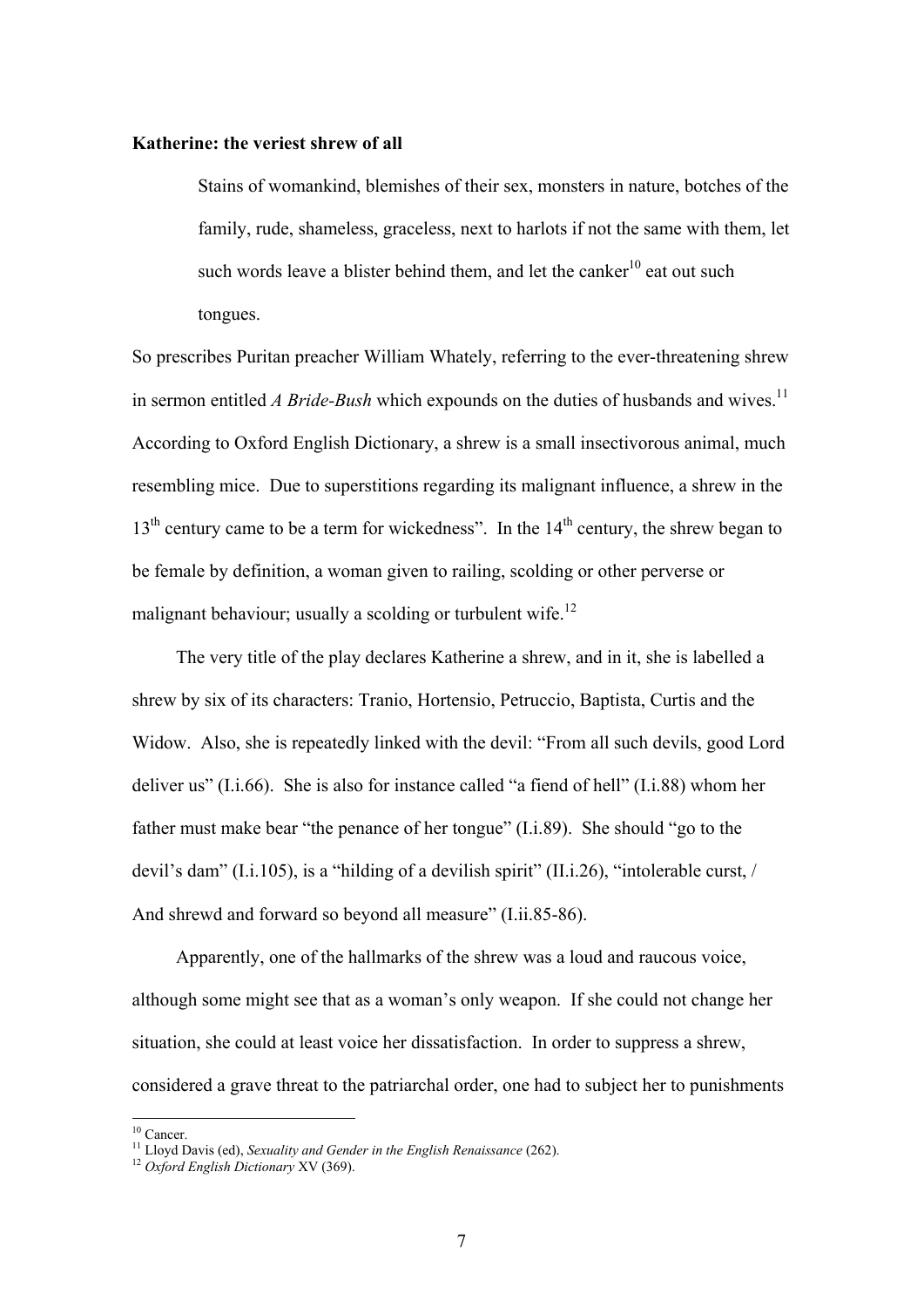**Katherine: the veriest shrew of all**

> Stains of womankind, blemishes of their sex, monsters in nature, botches of the family, rude, shameless, graceless, next to harlots if not the same with them, let such words leave a blister behind them, and let the canker[10] eat out such tongues.

So prescribes Puritan preacher William Whately, referring to the ever-threatening shrew in sermon entitled *A Bride-Bush* which expounds on the duties of husbands and wives.[11] According to Oxford English Dictionary, a shrew is a small insectivorous animal, much resembling mice. Due to superstitions regarding its malignant influence, a shrew in the 13th century came to be a term for wickedness". In the 14th century, the shrew began to be female by definition, a woman given to railing, scolding or other perverse or malignant behaviour; usually a scolding or turbulent wife.[12]

The very title of the play declares Katherine a shrew, and in it, she is labelled a shrew by six of its characters: Tranio, Hortensio, Petruccio, Baptista, Curtis and the Widow. Also, she is repeatedly linked with the devil: "From all such devils, good Lord deliver us" (I.i.66). She is also for instance called "a fiend of hell" (I.i.88) whom her father must make bear "the penance of her tongue" (I.i.89). She should "go to the devil's dam" (I.i.105), is a "hilding of a devilish spirit" (II.i.26), "intolerable curst, / And shrewd and forward so beyond all measure" (I.ii.85-86).

Apparently, one of the hallmarks of the shrew was a loud and raucous voice, although some might see that as a woman's only weapon. If she could not change her situation, she could at least voice her dissatisfaction. In order to suppress a shrew, considered a grave threat to the patriarchal order, one had to subject her to punishments

---

[10] Cancer.

[11] Lloyd Davis (ed), *Sexuality and Gender in the English Renaissance* (262).

[12] *Oxford English Dictionary* XV (369).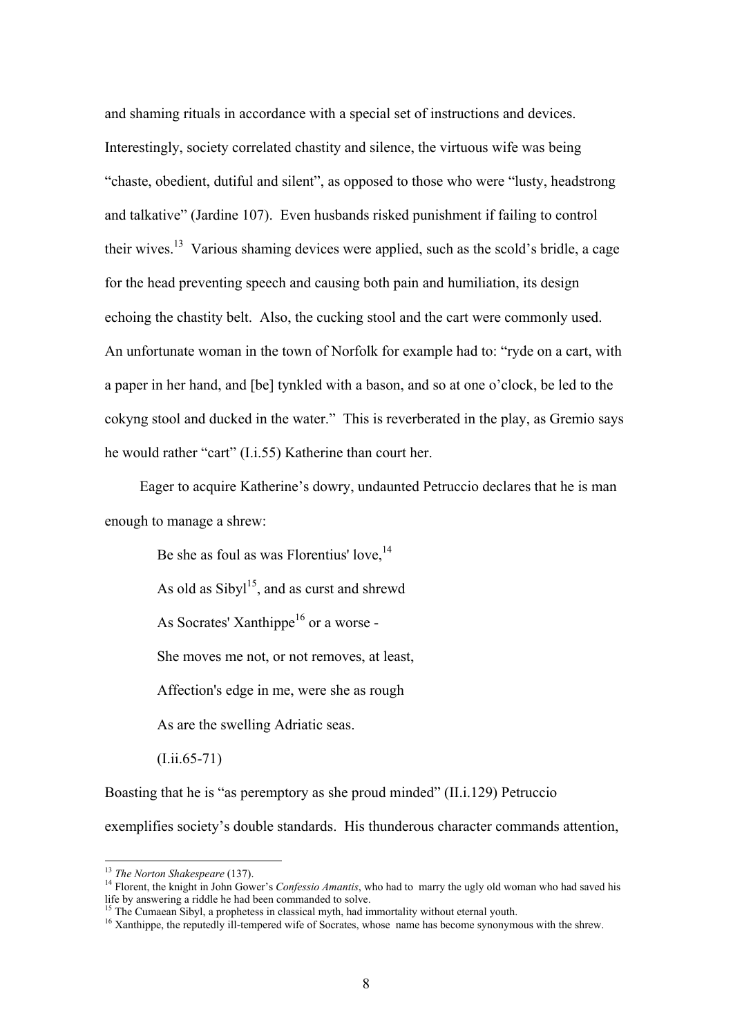and shaming rituals in accordance with a special set of instructions and devices. Interestingly, society correlated chastity and silence, the virtuous wife was being "chaste, obedient, dutiful and silent", as opposed to those who were "lusty, headstrong and talkative" (Jardine 107). Even husbands risked punishment if failing to control their wives.[13] Various shaming devices were applied, such as the scold's bridle, a cage for the head preventing speech and causing both pain and humiliation, its design echoing the chastity belt. Also, the cucking stool and the cart were commonly used. An unfortunate woman in the town of Norfolk for example had to: "ryde on a cart, with a paper in her hand, and [be] tynkled with a bason, and so at one o'clock, be led to the cokyng stool and ducked in the water." This is reverberated in the play, as Gremio says he would rather "cart" (I.i.55) Katherine than court her.

Eager to acquire Katherine's dowry, undaunted Petruccio declares that he is man enough to manage a shrew:

> Be she as foul as was Florentius' love,[14]
>
> As old as Sibyl[15], and as curst and shrewd
>
> As Socrates' Xanthippe[16] or a worse -
>
> She moves me not, or not removes, at least,
>
> Affection's edge in me, were she as rough
>
> As are the swelling Adriatic seas.
>
> (I.ii.65-71)

Boasting that he is "as peremptory as she proud minded" (II.i.129) Petruccio exemplifies society's double standards. His thunderous character commands attention,

---

[13] *The Norton Shakespeare* (137).

[14] Florent, the knight in John Gower's *Confessio Amantis*, who had to marry the ugly old woman who had saved his life by answering a riddle he had been commanded to solve.

[15] The Cumaean Sibyl, a prophetess in classical myth, had immortality without eternal youth.

[16] Xanthippe, the reputedly ill-tempered wife of Socrates, whose name has become synonymous with the shrew.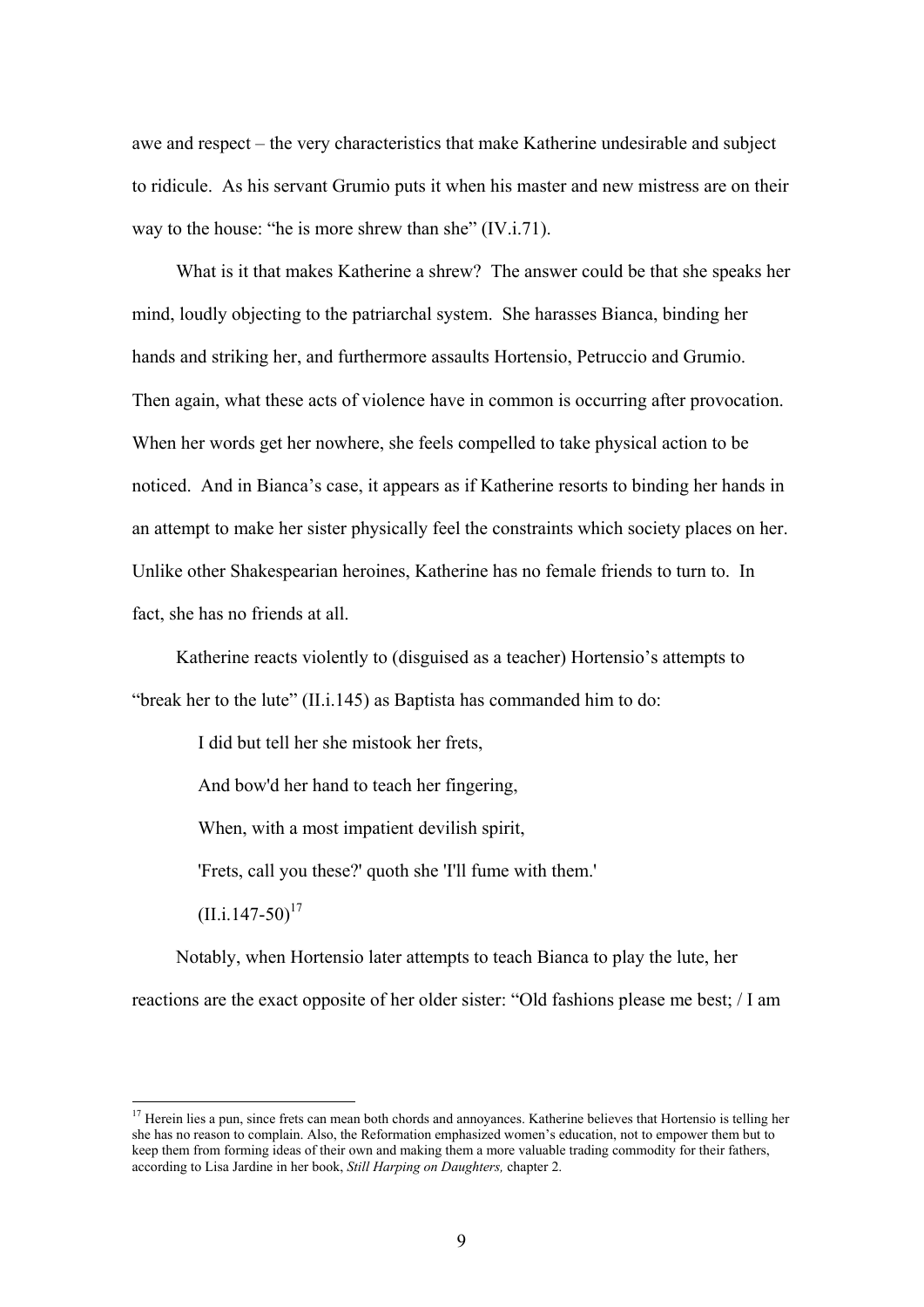awe and respect – the very characteristics that make Katherine undesirable and subject to ridicule. As his servant Grumio puts it when his master and new mistress are on their way to the house: "he is more shrew than she" (IV.i.71).

What is it that makes Katherine a shrew? The answer could be that she speaks her mind, loudly objecting to the patriarchal system. She harasses Bianca, binding her hands and striking her, and furthermore assaults Hortensio, Petruccio and Grumio. Then again, what these acts of violence have in common is occurring after provocation. When her words get her nowhere, she feels compelled to take physical action to be noticed. And in Bianca's case, it appears as if Katherine resorts to binding her hands in an attempt to make her sister physically feel the constraints which society places on her. Unlike other Shakespearian heroines, Katherine has no female friends to turn to. In fact, she has no friends at all.

Katherine reacts violently to (disguised as a teacher) Hortensio's attempts to "break her to the lute" (II.i.145) as Baptista has commanded him to do:

> I did but tell her she mistook her frets,
>
> And bow'd her hand to teach her fingering,
>
> When, with a most impatient devilish spirit,
>
> 'Frets, call you these?' quoth she 'I'll fume with them.'
>
> (II.i.147-50)[17]

Notably, when Hortensio later attempts to teach Bianca to play the lute, her reactions are the exact opposite of her older sister: "Old fashions please me best; / I am

---

[17] Herein lies a pun, since frets can mean both chords and annoyances. Katherine believes that Hortensio is telling her she has no reason to complain. Also, the Reformation emphasized women's education, not to empower them but to keep them from forming ideas of their own and making them a more valuable trading commodity for their fathers, according to Lisa Jardine in her book, *Still Harping on Daughters,* chapter 2.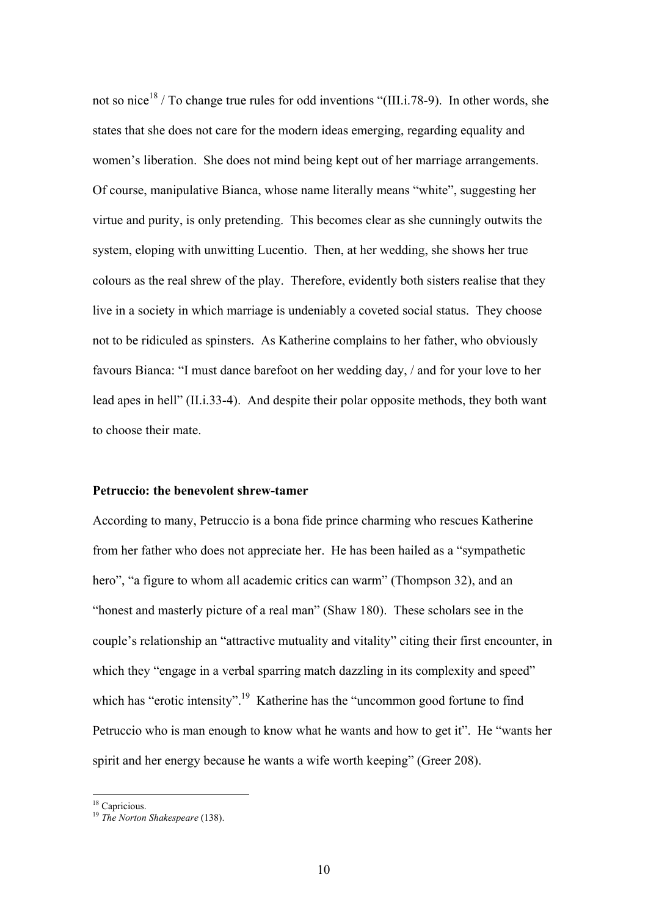not so nice[18] / To change true rules for odd inventions "(III.i.78-9). In other words, she states that she does not care for the modern ideas emerging, regarding equality and women's liberation. She does not mind being kept out of her marriage arrangements. Of course, manipulative Bianca, whose name literally means "white", suggesting her virtue and purity, is only pretending. This becomes clear as she cunningly outwits the system, eloping with unwitting Lucentio. Then, at her wedding, she shows her true colours as the real shrew of the play. Therefore, evidently both sisters realise that they live in a society in which marriage is undeniably a coveted social status. They choose not to be ridiculed as spinsters. As Katherine complains to her father, who obviously favours Bianca: "I must dance barefoot on her wedding day, / and for your love to her lead apes in hell" (II.i.33-4). And despite their polar opposite methods, they both want to choose their mate.

**Petruccio: the benevolent shrew-tamer**

According to many, Petruccio is a bona fide prince charming who rescues Katherine from her father who does not appreciate her. He has been hailed as a "sympathetic hero", "a figure to whom all academic critics can warm" (Thompson 32), and an "honest and masterly picture of a real man" (Shaw 180). These scholars see in the couple's relationship an "attractive mutuality and vitality" citing their first encounter, in which they "engage in a verbal sparring match dazzling in its complexity and speed" which has "erotic intensity".[19] Katherine has the "uncommon good fortune to find Petruccio who is man enough to know what he wants and how to get it". He "wants her spirit and her energy because he wants a wife worth keeping" (Greer 208).

---

[18] Capricious.

[19] *The Norton Shakespeare* (138).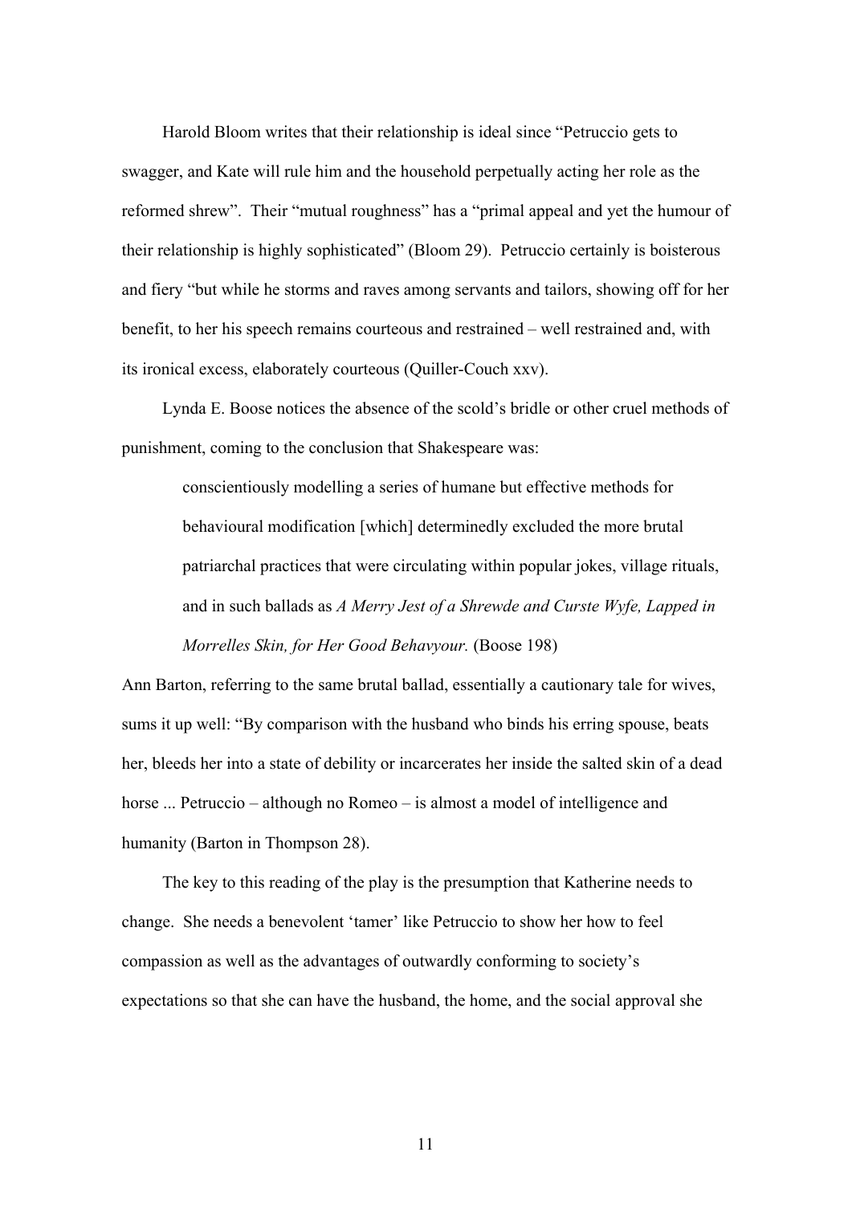Harold Bloom writes that their relationship is ideal since “Petruccio gets to swagger, and Kate will rule him and the household perpetually acting her role as the reformed shrew”. Their “mutual roughness” has a “primal appeal and yet the humour of their relationship is highly sophisticated” (Bloom 29). Petruccio certainly is boisterous and fiery “but while he storms and raves among servants and tailors, showing off for her benefit, to her his speech remains courteous and restrained – well restrained and, with its ironical excess, elaborately courteous (Quiller-Couch xxv).

Lynda E. Boose notices the absence of the scold’s bridle or other cruel methods of punishment, coming to the conclusion that Shakespeare was:

> conscientiously modelling a series of humane but effective methods for behavioural modification [which] determinedly excluded the more brutal patriarchal practices that were circulating within popular jokes, village rituals, and in such ballads as *A Merry Jest of a Shrewde and Curste Wyfe, Lapped in Morrelles Skin, for Her Good Behavyour.* (Boose 198)

Ann Barton, referring to the same brutal ballad, essentially a cautionary tale for wives, sums it up well: “By comparison with the husband who binds his erring spouse, beats her, bleeds her into a state of debility or incarcerates her inside the salted skin of a dead horse ... Petruccio – although no Romeo – is almost a model of intelligence and humanity (Barton in Thompson 28).

The key to this reading of the play is the presumption that Katherine needs to change. She needs a benevolent ‘tamer’ like Petruccio to show her how to feel compassion as well as the advantages of outwardly conforming to society’s expectations so that she can have the husband, the home, and the social approval she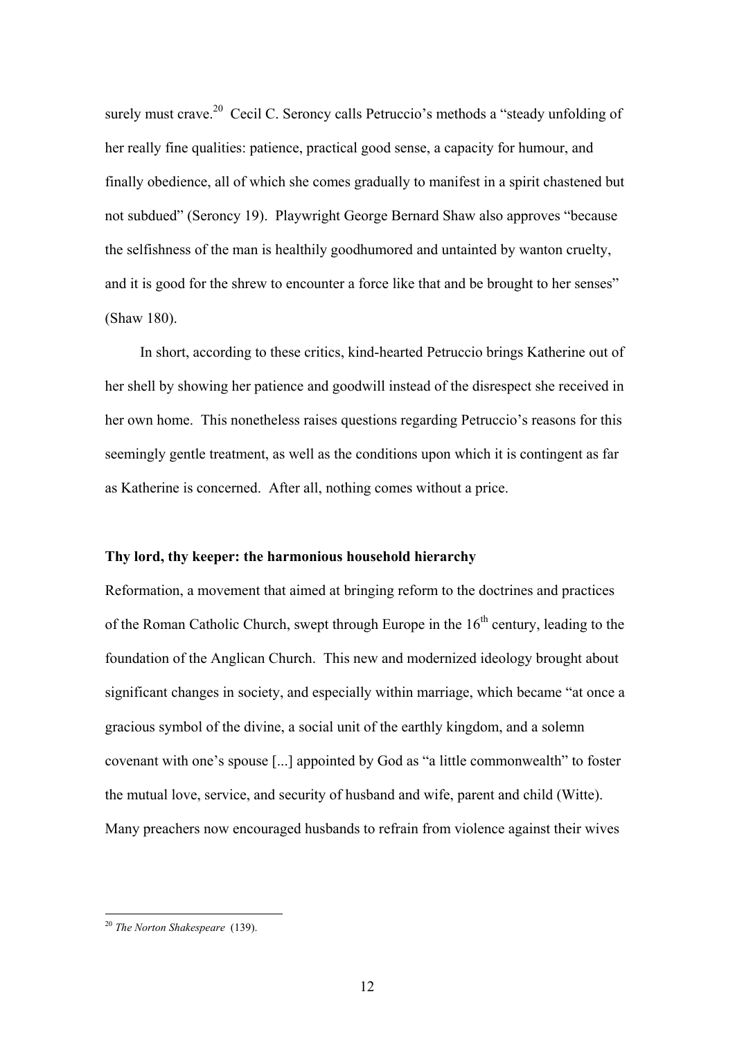surely must crave.[20] Cecil C. Seroncy calls Petruccio's methods a "steady unfolding of her really fine qualities: patience, practical good sense, a capacity for humour, and finally obedience, all of which she comes gradually to manifest in a spirit chastened but not subdued" (Seroncy 19). Playwright George Bernard Shaw also approves "because the selfishness of the man is healthily goodhumored and untainted by wanton cruelty, and it is good for the shrew to encounter a force like that and be brought to her senses" (Shaw 180).

In short, according to these critics, kind-hearted Petruccio brings Katherine out of her shell by showing her patience and goodwill instead of the disrespect she received in her own home. This nonetheless raises questions regarding Petruccio's reasons for this seemingly gentle treatment, as well as the conditions upon which it is contingent as far as Katherine is concerned. After all, nothing comes without a price.

**Thy lord, thy keeper: the harmonious household hierarchy**

Reformation, a movement that aimed at bringing reform to the doctrines and practices of the Roman Catholic Church, swept through Europe in the 16th century, leading to the foundation of the Anglican Church. This new and modernized ideology brought about significant changes in society, and especially within marriage, which became "at once a gracious symbol of the divine, a social unit of the earthly kingdom, and a solemn covenant with one's spouse [...] appointed by God as "a little commonwealth" to foster the mutual love, service, and security of husband and wife, parent and child (Witte). Many preachers now encouraged husbands to refrain from violence against their wives

---

[20] *The Norton Shakespeare* (139).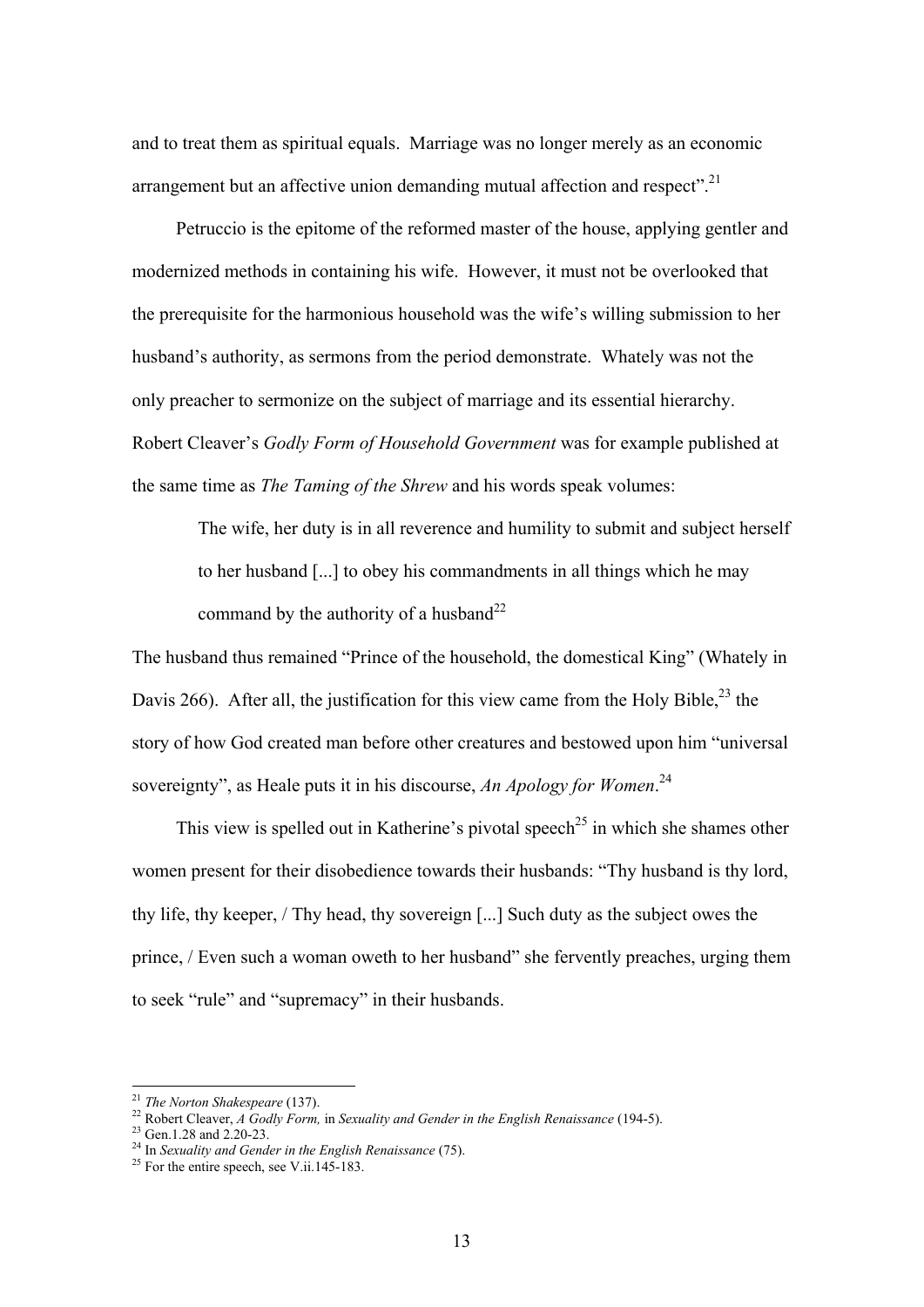and to treat them as spiritual equals. Marriage was no longer merely as an economic arrangement but an affective union demanding mutual affection and respect".[21]

Petruccio is the epitome of the reformed master of the house, applying gentler and modernized methods in containing his wife. However, it must not be overlooked that the prerequisite for the harmonious household was the wife's willing submission to her husband's authority, as sermons from the period demonstrate. Whately was not the only preacher to sermonize on the subject of marriage and its essential hierarchy. Robert Cleaver's *Godly Form of Household Government* was for example published at the same time as *The Taming of the Shrew* and his words speak volumes:

> The wife, her duty is in all reverence and humility to submit and subject herself to her husband [...] to obey his commandments in all things which he may command by the authority of a husband[22]

The husband thus remained "Prince of the household, the domestical King" (Whately in Davis 266). After all, the justification for this view came from the Holy Bible,[23] the story of how God created man before other creatures and bestowed upon him "universal sovereignty", as Heale puts it in his discourse, *An Apology for Women*.[24]

This view is spelled out in Katherine's pivotal speech[25] in which she shames other women present for their disobedience towards their husbands: "Thy husband is thy lord, thy life, thy keeper, / Thy head, thy sovereign [...] Such duty as the subject owes the prince, / Even such a woman oweth to her husband" she fervently preaches, urging them to seek "rule" and "supremacy" in their husbands.

---

[21] *The Norton Shakespeare* (137).

[22] Robert Cleaver, *A Godly Form,* in *Sexuality and Gender in the English Renaissance* (194-5).

[23] Gen.1.28 and 2.20-23.

[24] In *Sexuality and Gender in the English Renaissance* (75).

[25] For the entire speech, see V.ii.145-183.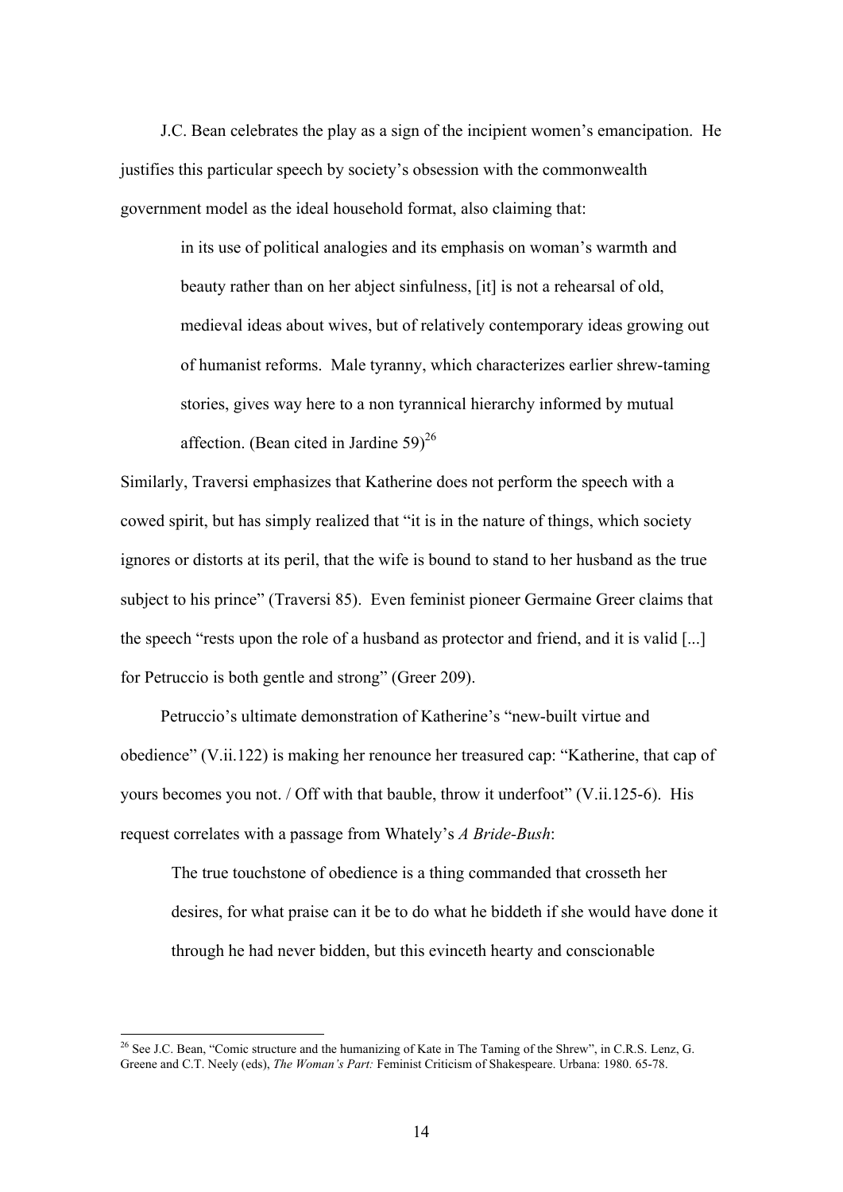J.C. Bean celebrates the play as a sign of the incipient women's emancipation. He justifies this particular speech by society's obsession with the commonwealth government model as the ideal household format, also claiming that:

> in its use of political analogies and its emphasis on woman's warmth and beauty rather than on her abject sinfulness, [it] is not a rehearsal of old, medieval ideas about wives, but of relatively contemporary ideas growing out of humanist reforms. Male tyranny, which characterizes earlier shrew-taming stories, gives way here to a non tyrannical hierarchy informed by mutual affection. (Bean cited in Jardine 59)[26]

Similarly, Traversi emphasizes that Katherine does not perform the speech with a cowed spirit, but has simply realized that "it is in the nature of things, which society ignores or distorts at its peril, that the wife is bound to stand to her husband as the true subject to his prince" (Traversi 85). Even feminist pioneer Germaine Greer claims that the speech "rests upon the role of a husband as protector and friend, and it is valid [...] for Petruccio is both gentle and strong" (Greer 209).

Petruccio's ultimate demonstration of Katherine's "new-built virtue and obedience" (V.ii.122) is making her renounce her treasured cap: "Katherine, that cap of yours becomes you not. / Off with that bauble, throw it underfoot" (V.ii.125-6). His request correlates with a passage from Whately's *A Bride-Bush*:

> The true touchstone of obedience is a thing commanded that crosseth her desires, for what praise can it be to do what he biddeth if she would have done it through he had never bidden, but this evinceth hearty and conscionable

---

[26] See J.C. Bean, "Comic structure and the humanizing of Kate in The Taming of the Shrew", in C.R.S. Lenz, G. Greene and C.T. Neely (eds), *The Woman's Part:* Feminist Criticism of Shakespeare. Urbana: 1980. 65-78.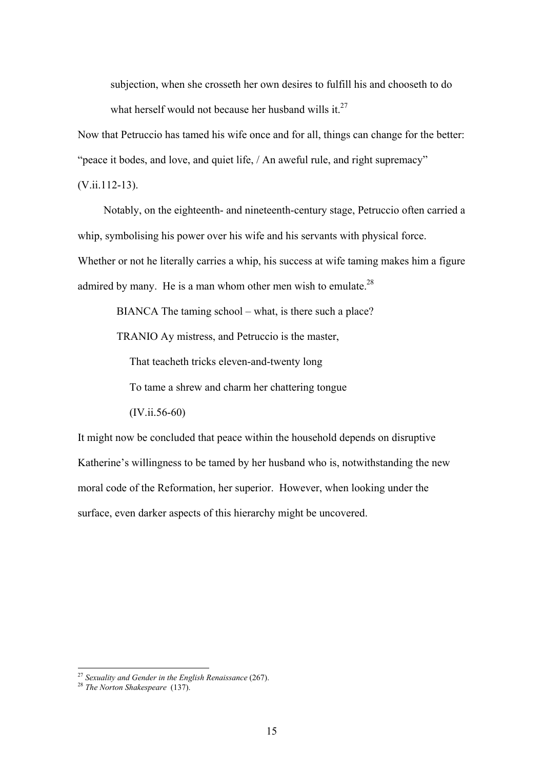> subjection, when she crosseth her own desires to fulfill his and chooseth to do what herself would not because her husband wills it.[27]

Now that Petruccio has tamed his wife once and for all, things can change for the better: "peace it bodes, and love, and quiet life, / An aweful rule, and right supremacy" (V.ii.112-13).

Notably, on the eighteenth- and nineteenth-century stage, Petruccio often carried a whip, symbolising his power over his wife and his servants with physical force. Whether or not he literally carries a whip, his success at wife taming makes him a figure admired by many. He is a man whom other men wish to emulate.[28]

> BIANCA The taming school – what, is there such a place?
>
> TRANIO Ay mistress, and Petruccio is the master,
>
> That teacheth tricks eleven-and-twenty long
>
> To tame a shrew and charm her chattering tongue
>
> (IV.ii.56-60)

It might now be concluded that peace within the household depends on disruptive Katherine's willingness to be tamed by her husband who is, notwithstanding the new moral code of the Reformation, her superior. However, when looking under the surface, even darker aspects of this hierarchy might be uncovered.

---

[27] *Sexuality and Gender in the English Renaissance* (267).

[28] *The Norton Shakespeare* (137).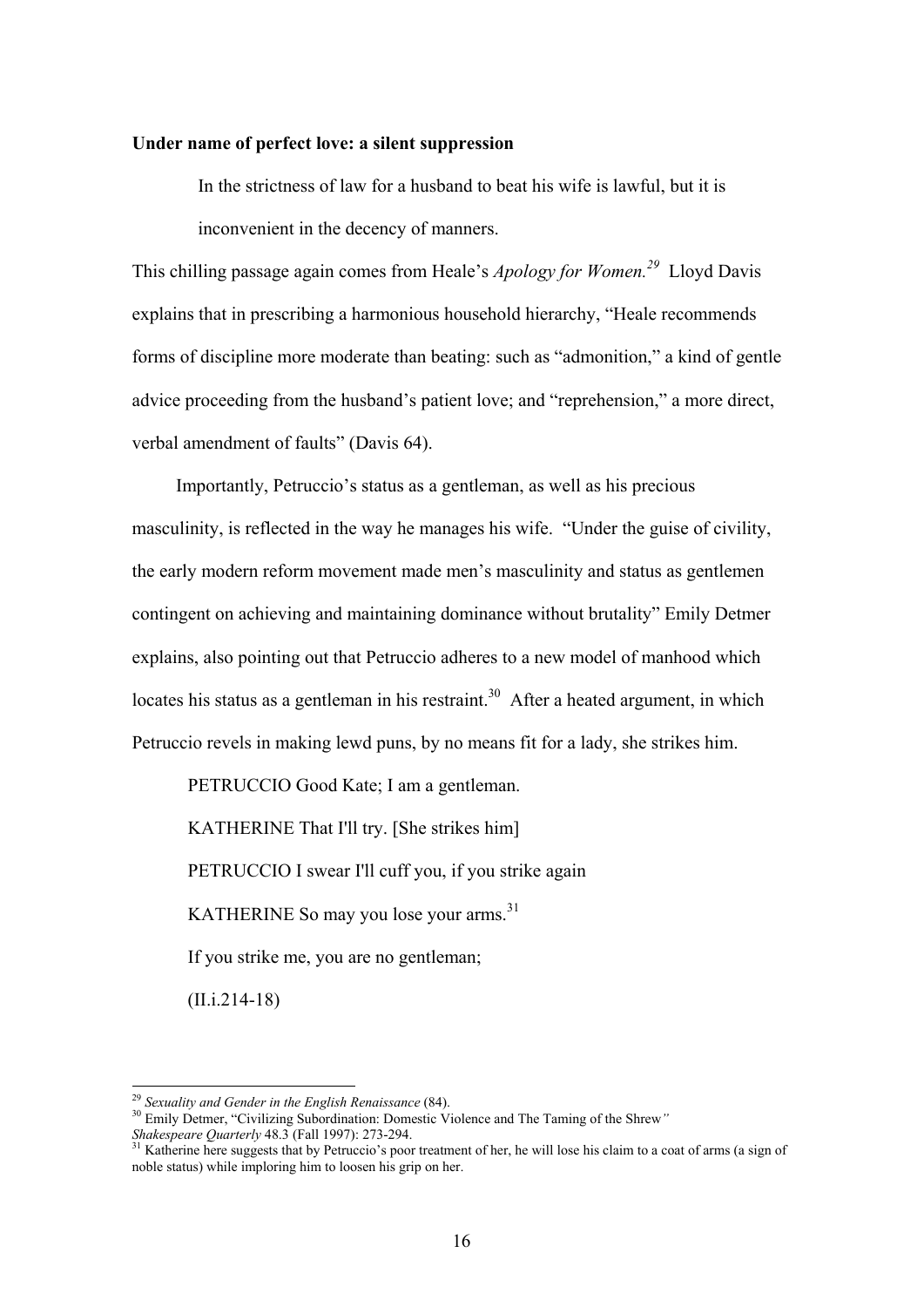**Under name of perfect love: a silent suppression**

> In the strictness of law for a husband to beat his wife is lawful, but it is inconvenient in the decency of manners.

This chilling passage again comes from Heale's *Apology for Women.*[29] Lloyd Davis explains that in prescribing a harmonious household hierarchy, "Heale recommends forms of discipline more moderate than beating: such as "admonition," a kind of gentle advice proceeding from the husband's patient love; and "reprehension," a more direct, verbal amendment of faults" (Davis 64).

Importantly, Petruccio's status as a gentleman, as well as his precious masculinity, is reflected in the way he manages his wife. "Under the guise of civility, the early modern reform movement made men's masculinity and status as gentlemen contingent on achieving and maintaining dominance without brutality" Emily Detmer explains, also pointing out that Petruccio adheres to a new model of manhood which locates his status as a gentleman in his restraint.[30] After a heated argument, in which Petruccio revels in making lewd puns, by no means fit for a lady, she strikes him.

> PETRUCCIO Good Kate; I am a gentleman.
>
> KATHERINE That I'll try. [She strikes him]
>
> PETRUCCIO I swear I'll cuff you, if you strike again
>
> KATHERINE So may you lose your arms.[31]
>
> If you strike me, you are no gentleman;
>
> (II.i.214-18)

---

[29] *Sexuality and Gender in the English Renaissance* (84).

[30] Emily Detmer, "Civilizing Subordination: Domestic Violence and The Taming of the Shrew*"* *Shakespeare Quarterly* 48.3 (Fall 1997): 273-294.

[31] Katherine here suggests that by Petruccio's poor treatment of her, he will lose his claim to a coat of arms (a sign of noble status) while imploring him to loosen his grip on her.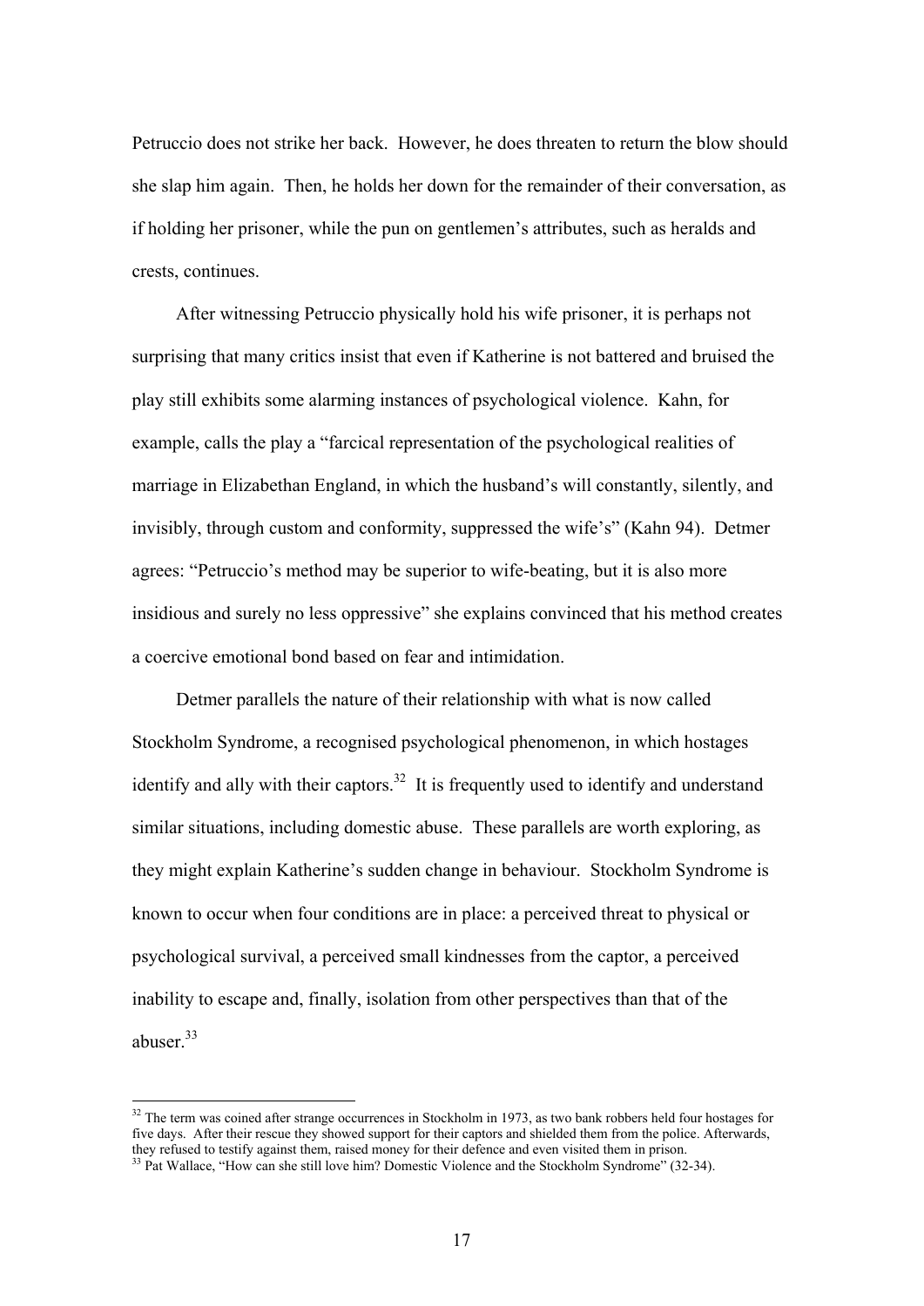Petruccio does not strike her back. However, he does threaten to return the blow should she slap him again. Then, he holds her down for the remainder of their conversation, as if holding her prisoner, while the pun on gentlemen's attributes, such as heralds and crests, continues.

After witnessing Petruccio physically hold his wife prisoner, it is perhaps not surprising that many critics insist that even if Katherine is not battered and bruised the play still exhibits some alarming instances of psychological violence. Kahn, for example, calls the play a "farcical representation of the psychological realities of marriage in Elizabethan England, in which the husband's will constantly, silently, and invisibly, through custom and conformity, suppressed the wife's" (Kahn 94). Detmer agrees: "Petruccio's method may be superior to wife-beating, but it is also more insidious and surely no less oppressive" she explains convinced that his method creates a coercive emotional bond based on fear and intimidation.

Detmer parallels the nature of their relationship with what is now called Stockholm Syndrome, a recognised psychological phenomenon, in which hostages identify and ally with their captors.[32] It is frequently used to identify and understand similar situations, including domestic abuse. These parallels are worth exploring, as they might explain Katherine's sudden change in behaviour. Stockholm Syndrome is known to occur when four conditions are in place: a perceived threat to physical or psychological survival, a perceived small kindnesses from the captor, a perceived inability to escape and, finally, isolation from other perspectives than that of the abuser.[33]

---

[32] The term was coined after strange occurrences in Stockholm in 1973, as two bank robbers held four hostages for five days. After their rescue they showed support for their captors and shielded them from the police. Afterwards, they refused to testify against them, raised money for their defence and even visited them in prison.

[33] Pat Wallace, "How can she still love him? Domestic Violence and the Stockholm Syndrome" (32-34).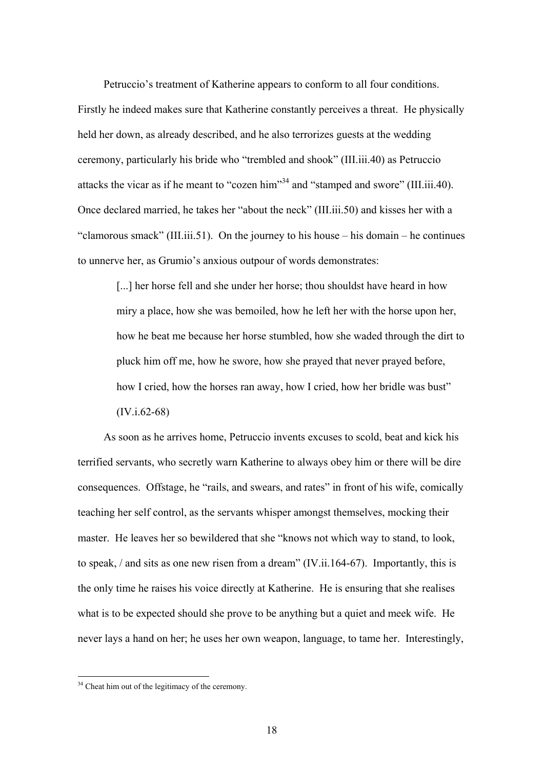Petruccio's treatment of Katherine appears to conform to all four conditions. Firstly he indeed makes sure that Katherine constantly perceives a threat. He physically held her down, as already described, and he also terrorizes guests at the wedding ceremony, particularly his bride who "trembled and shook" (III.iii.40) as Petruccio attacks the vicar as if he meant to "cozen him"[34] and "stamped and swore" (III.iii.40). Once declared married, he takes her "about the neck" (III.iii.50) and kisses her with a "clamorous smack" (III.iii.51). On the journey to his house – his domain – he continues to unnerve her, as Grumio's anxious outpour of words demonstrates:

> [...] her horse fell and she under her horse; thou shouldst have heard in how miry a place, how she was bemoiled, how he left her with the horse upon her, how he beat me because her horse stumbled, how she waded through the dirt to pluck him off me, how he swore, how she prayed that never prayed before, how I cried, how the horses ran away, how I cried, how her bridle was bust" (IV.i.62-68)

As soon as he arrives home, Petruccio invents excuses to scold, beat and kick his terrified servants, who secretly warn Katherine to always obey him or there will be dire consequences. Offstage, he "rails, and swears, and rates" in front of his wife, comically teaching her self control, as the servants whisper amongst themselves, mocking their master. He leaves her so bewildered that she "knows not which way to stand, to look, to speak, / and sits as one new risen from a dream" (IV.ii.164-67). Importantly, this is the only time he raises his voice directly at Katherine. He is ensuring that she realises what is to be expected should she prove to be anything but a quiet and meek wife. He never lays a hand on her; he uses her own weapon, language, to tame her. Interestingly,

---

[34] Cheat him out of the legitimacy of the ceremony.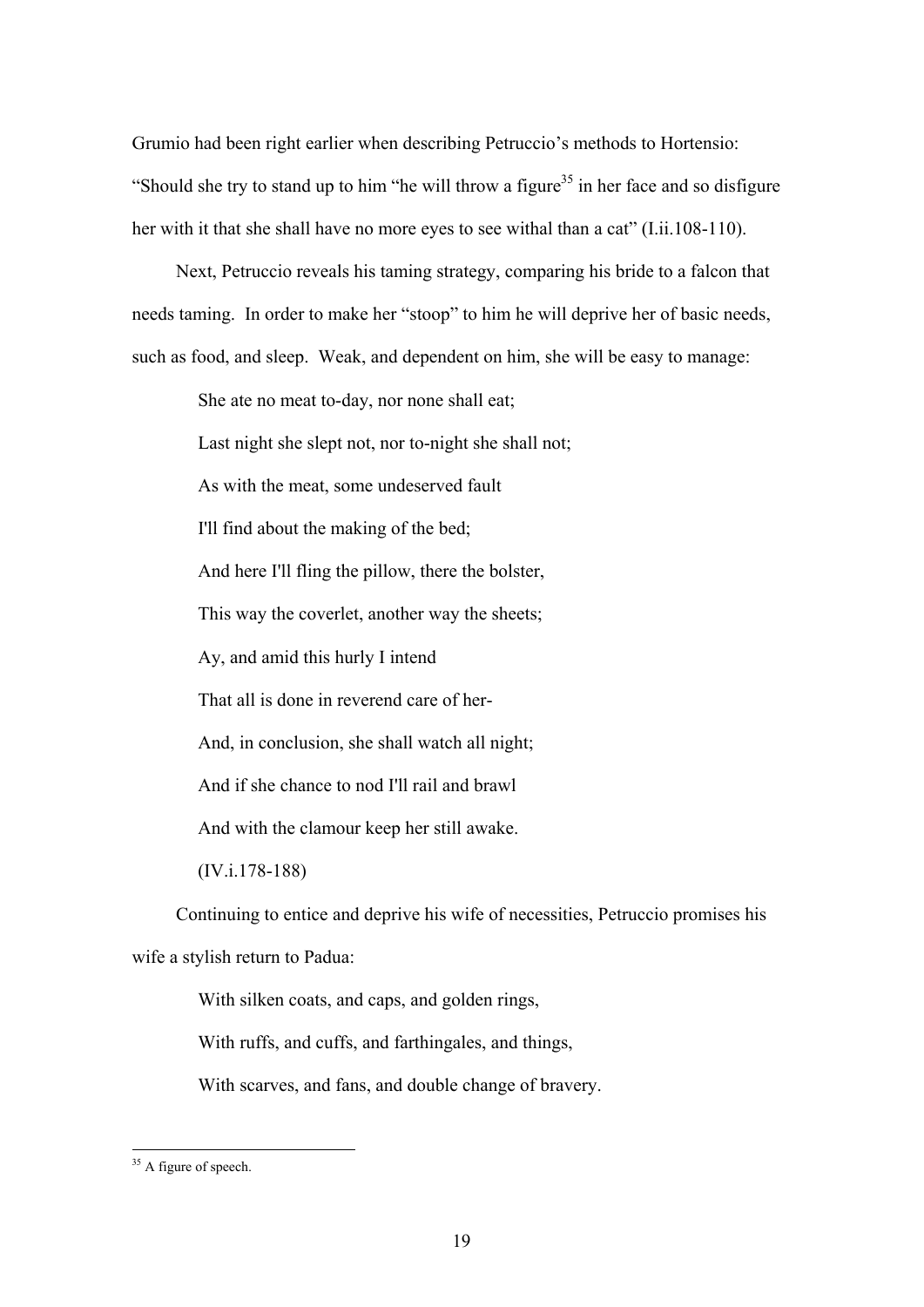Grumio had been right earlier when describing Petruccio's methods to Hortensio: "Should she try to stand up to him "he will throw a figure[35] in her face and so disfigure her with it that she shall have no more eyes to see withal than a cat" (I.ii.108-110).

Next, Petruccio reveals his taming strategy, comparing his bride to a falcon that needs taming. In order to make her "stoop" to him he will deprive her of basic needs, such as food, and sleep. Weak, and dependent on him, she will be easy to manage:

> She ate no meat to-day, nor none shall eat;
>
> Last night she slept not, nor to-night she shall not;
>
> As with the meat, some undeserved fault
>
> I'll find about the making of the bed;
>
> And here I'll fling the pillow, there the bolster,
>
> This way the coverlet, another way the sheets;
>
> Ay, and amid this hurly I intend
>
> That all is done in reverend care of her-
>
> And, in conclusion, she shall watch all night;
>
> And if she chance to nod I'll rail and brawl
>
> And with the clamour keep her still awake.
>
> (IV.i.178-188)

Continuing to entice and deprive his wife of necessities, Petruccio promises his wife a stylish return to Padua:

> With silken coats, and caps, and golden rings,
>
> With ruffs, and cuffs, and farthingales, and things,
>
> With scarves, and fans, and double change of bravery.

[35] A figure of speech.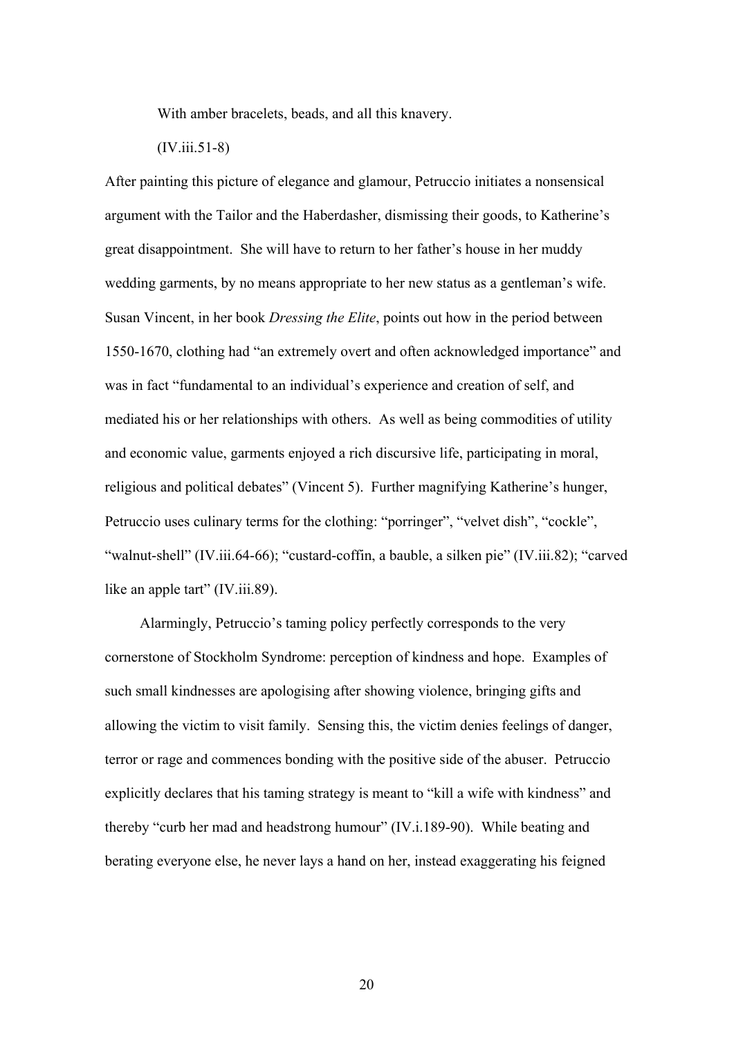With amber bracelets, beads, and all this knavery.

(IV.iii.51-8)

After painting this picture of elegance and glamour, Petruccio initiates a nonsensical argument with the Tailor and the Haberdasher, dismissing their goods, to Katherine's great disappointment. She will have to return to her father's house in her muddy wedding garments, by no means appropriate to her new status as a gentleman's wife. Susan Vincent, in her book *Dressing the Elite*, points out how in the period between 1550-1670, clothing had "an extremely overt and often acknowledged importance" and was in fact "fundamental to an individual's experience and creation of self, and mediated his or her relationships with others. As well as being commodities of utility and economic value, garments enjoyed a rich discursive life, participating in moral, religious and political debates" (Vincent 5). Further magnifying Katherine's hunger, Petruccio uses culinary terms for the clothing: "porringer", "velvet dish", "cockle", "walnut-shell" (IV.iii.64-66); "custard-coffin, a bauble, a silken pie" (IV.iii.82); "carved like an apple tart" (IV.iii.89).

Alarmingly, Petruccio's taming policy perfectly corresponds to the very cornerstone of Stockholm Syndrome: perception of kindness and hope. Examples of such small kindnesses are apologising after showing violence, bringing gifts and allowing the victim to visit family. Sensing this, the victim denies feelings of danger, terror or rage and commences bonding with the positive side of the abuser. Petruccio explicitly declares that his taming strategy is meant to "kill a wife with kindness" and thereby "curb her mad and headstrong humour" (IV.i.189-90). While beating and berating everyone else, he never lays a hand on her, instead exaggerating his feigned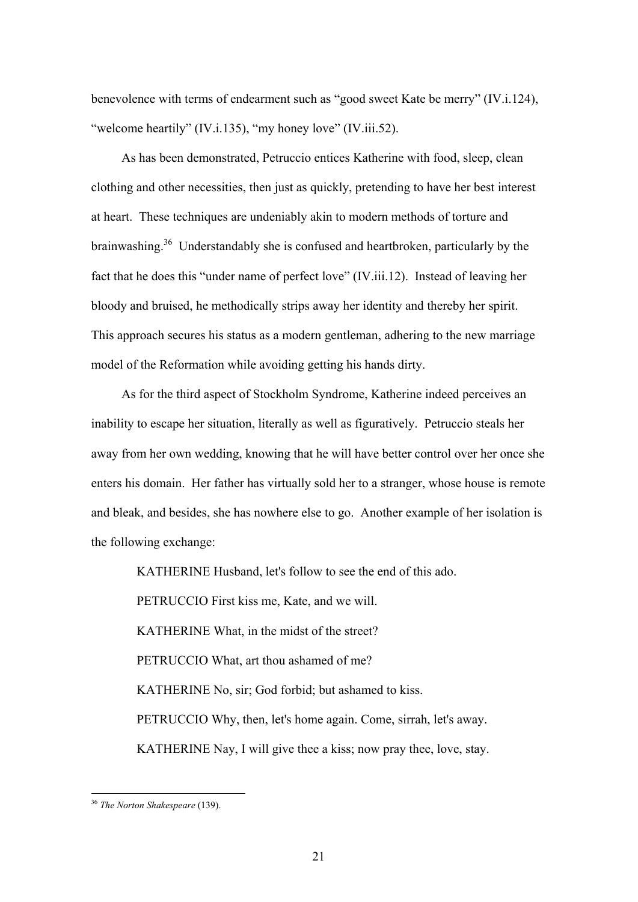benevolence with terms of endearment such as "good sweet Kate be merry" (IV.i.124), "welcome heartily" (IV.i.135), "my honey love" (IV.iii.52).

As has been demonstrated, Petruccio entices Katherine with food, sleep, clean clothing and other necessities, then just as quickly, pretending to have her best interest at heart. These techniques are undeniably akin to modern methods of torture and brainwashing.[36] Understandably she is confused and heartbroken, particularly by the fact that he does this "under name of perfect love" (IV.iii.12). Instead of leaving her bloody and bruised, he methodically strips away her identity and thereby her spirit. This approach secures his status as a modern gentleman, adhering to the new marriage model of the Reformation while avoiding getting his hands dirty.

As for the third aspect of Stockholm Syndrome, Katherine indeed perceives an inability to escape her situation, literally as well as figuratively. Petruccio steals her away from her own wedding, knowing that he will have better control over her once she enters his domain. Her father has virtually sold her to a stranger, whose house is remote and bleak, and besides, she has nowhere else to go. Another example of her isolation is the following exchange:

> KATHERINE Husband, let's follow to see the end of this ado.
>
> PETRUCCIO First kiss me, Kate, and we will.
>
> KATHERINE What, in the midst of the street?
>
> PETRUCCIO What, art thou ashamed of me?
>
> KATHERINE No, sir; God forbid; but ashamed to kiss.
>
> PETRUCCIO Why, then, let's home again. Come, sirrah, let's away.
>
> KATHERINE Nay, I will give thee a kiss; now pray thee, love, stay.

[36] *The Norton Shakespeare* (139).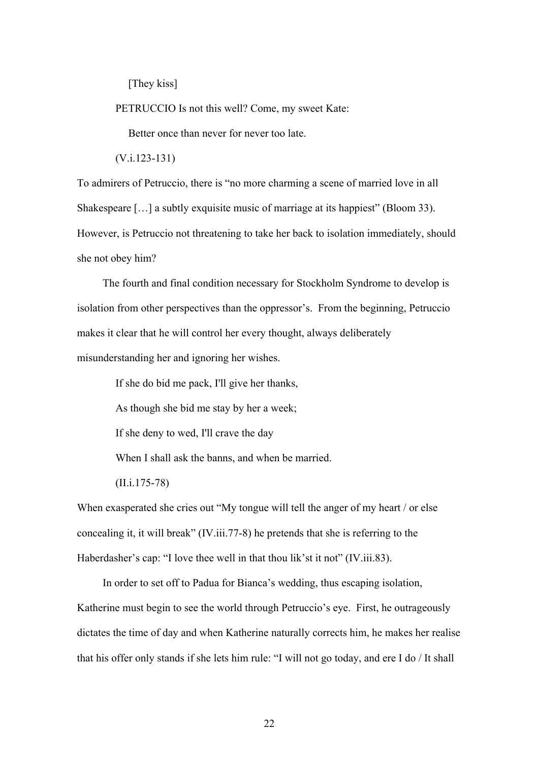[They kiss]

PETRUCCIO Is not this well? Come, my sweet Kate:

Better once than never for never too late.

(V.i.123-131)

To admirers of Petruccio, there is "no more charming a scene of married love in all Shakespeare [...] a subtly exquisite music of marriage at its happiest" (Bloom 33). However, is Petruccio not threatening to take her back to isolation immediately, should she not obey him?

The fourth and final condition necessary for Stockholm Syndrome to develop is isolation from other perspectives than the oppressor's. From the beginning, Petruccio makes it clear that he will control her every thought, always deliberately misunderstanding her and ignoring her wishes.

> If she do bid me pack, I'll give her thanks,
>
> As though she bid me stay by her a week;
>
> If she deny to wed, I'll crave the day
>
> When I shall ask the banns, and when be married.
>
> (II.i.175-78)

When exasperated she cries out "My tongue will tell the anger of my heart / or else concealing it, it will break" (IV.iii.77-8) he pretends that she is referring to the Haberdasher's cap: "I love thee well in that thou lik'st it not" (IV.iii.83).

In order to set off to Padua for Bianca's wedding, thus escaping isolation, Katherine must begin to see the world through Petruccio's eye. First, he outrageously dictates the time of day and when Katherine naturally corrects him, he makes her realise that his offer only stands if she lets him rule: "I will not go today, and ere I do / It shall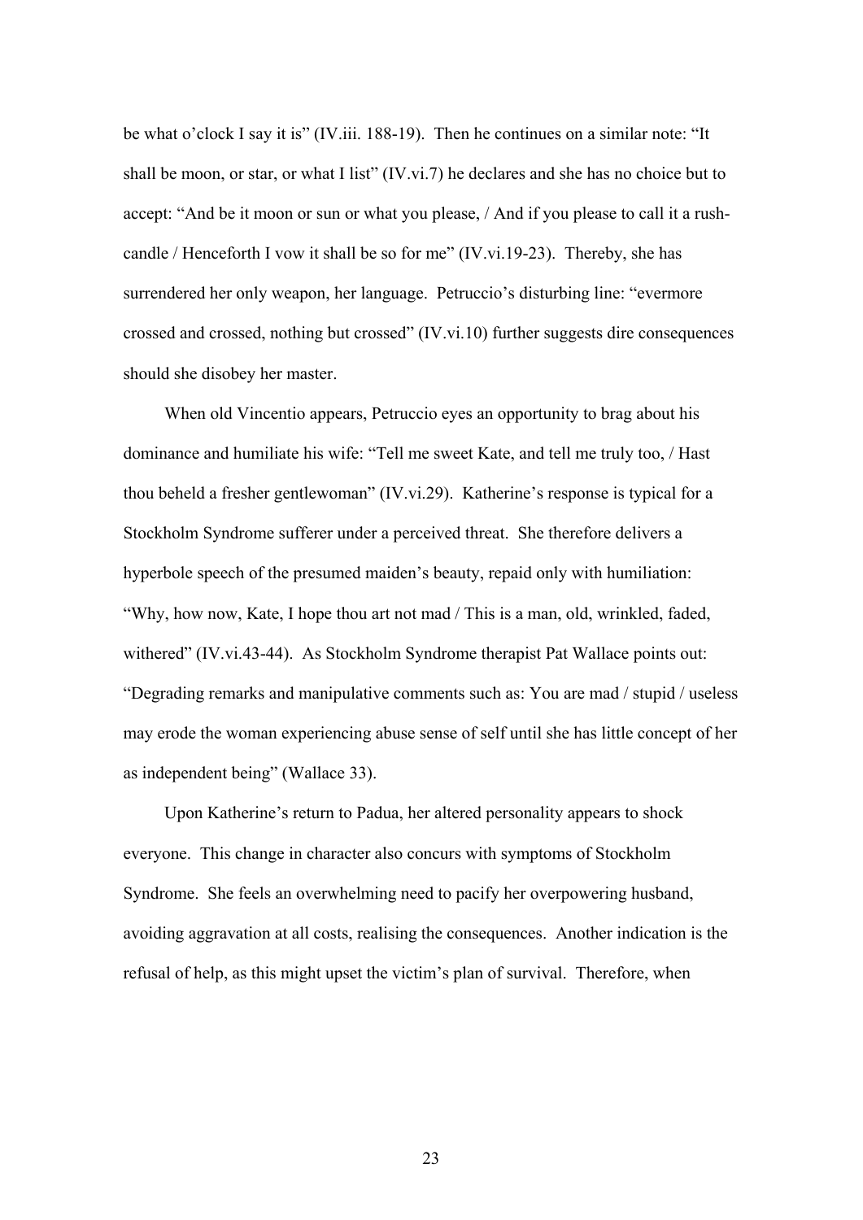be what o'clock I say it is" (IV.iii. 188-19). Then he continues on a similar note: "It shall be moon, or star, or what I list" (IV.vi.7) he declares and she has no choice but to accept: "And be it moon or sun or what you please, / And if you please to call it a rush-candle / Henceforth I vow it shall be so for me" (IV.vi.19-23). Thereby, she has surrendered her only weapon, her language. Petruccio's disturbing line: "evermore crossed and crossed, nothing but crossed" (IV.vi.10) further suggests dire consequences should she disobey her master.

When old Vincentio appears, Petruccio eyes an opportunity to brag about his dominance and humiliate his wife: "Tell me sweet Kate, and tell me truly too, / Hast thou beheld a fresher gentlewoman" (IV.vi.29). Katherine's response is typical for a Stockholm Syndrome sufferer under a perceived threat. She therefore delivers a hyperbole speech of the presumed maiden's beauty, repaid only with humiliation: "Why, how now, Kate, I hope thou art not mad / This is a man, old, wrinkled, faded, withered" (IV.vi.43-44). As Stockholm Syndrome therapist Pat Wallace points out: "Degrading remarks and manipulative comments such as: You are mad / stupid / useless may erode the woman experiencing abuse sense of self until she has little concept of her as independent being" (Wallace 33).

Upon Katherine's return to Padua, her altered personality appears to shock everyone. This change in character also concurs with symptoms of Stockholm Syndrome. She feels an overwhelming need to pacify her overpowering husband, avoiding aggravation at all costs, realising the consequences. Another indication is the refusal of help, as this might upset the victim's plan of survival. Therefore, when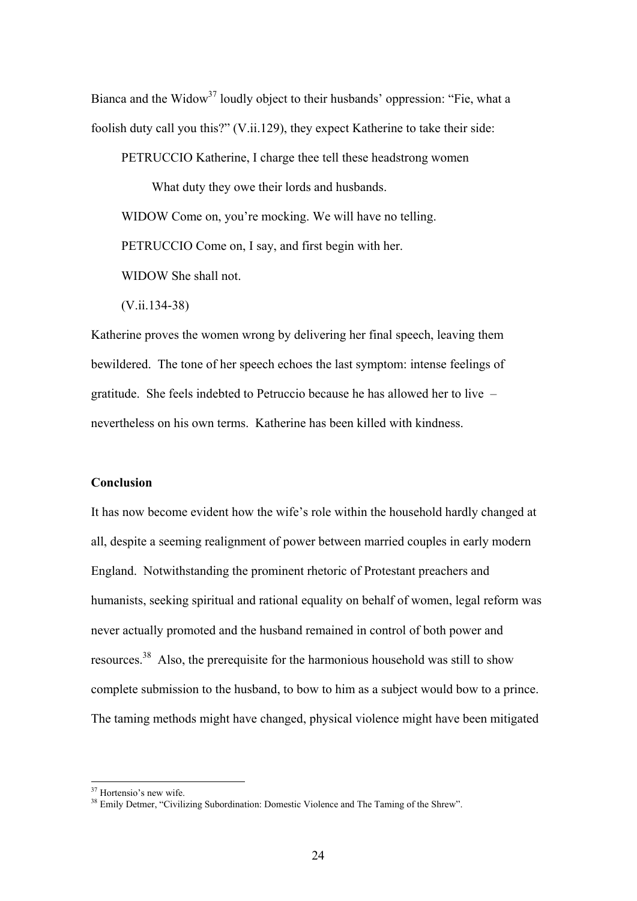Bianca and the Widow[37] loudly object to their husbands' oppression: "Fie, what a foolish duty call you this?" (V.ii.129), they expect Katherine to take their side:

> PETRUCCIO Katherine, I charge thee tell these headstrong women
>
> What duty they owe their lords and husbands.
>
> WIDOW Come on, you're mocking. We will have no telling.
>
> PETRUCCIO Come on, I say, and first begin with her.
>
> WIDOW She shall not.
>
> (V.ii.134-38)

Katherine proves the women wrong by delivering her final speech, leaving them bewildered. The tone of her speech echoes the last symptom: intense feelings of gratitude. She feels indebted to Petruccio because he has allowed her to live – nevertheless on his own terms. Katherine has been killed with kindness.

**Conclusion**

It has now become evident how the wife's role within the household hardly changed at all, despite a seeming realignment of power between married couples in early modern England. Notwithstanding the prominent rhetoric of Protestant preachers and humanists, seeking spiritual and rational equality on behalf of women, legal reform was never actually promoted and the husband remained in control of both power and resources.[38] Also, the prerequisite for the harmonious household was still to show complete submission to the husband, to bow to him as a subject would bow to a prince. The taming methods might have changed, physical violence might have been mitigated

---

[37] Hortensio's new wife.

[38] Emily Detmer, "Civilizing Subordination: Domestic Violence and The Taming of the Shrew".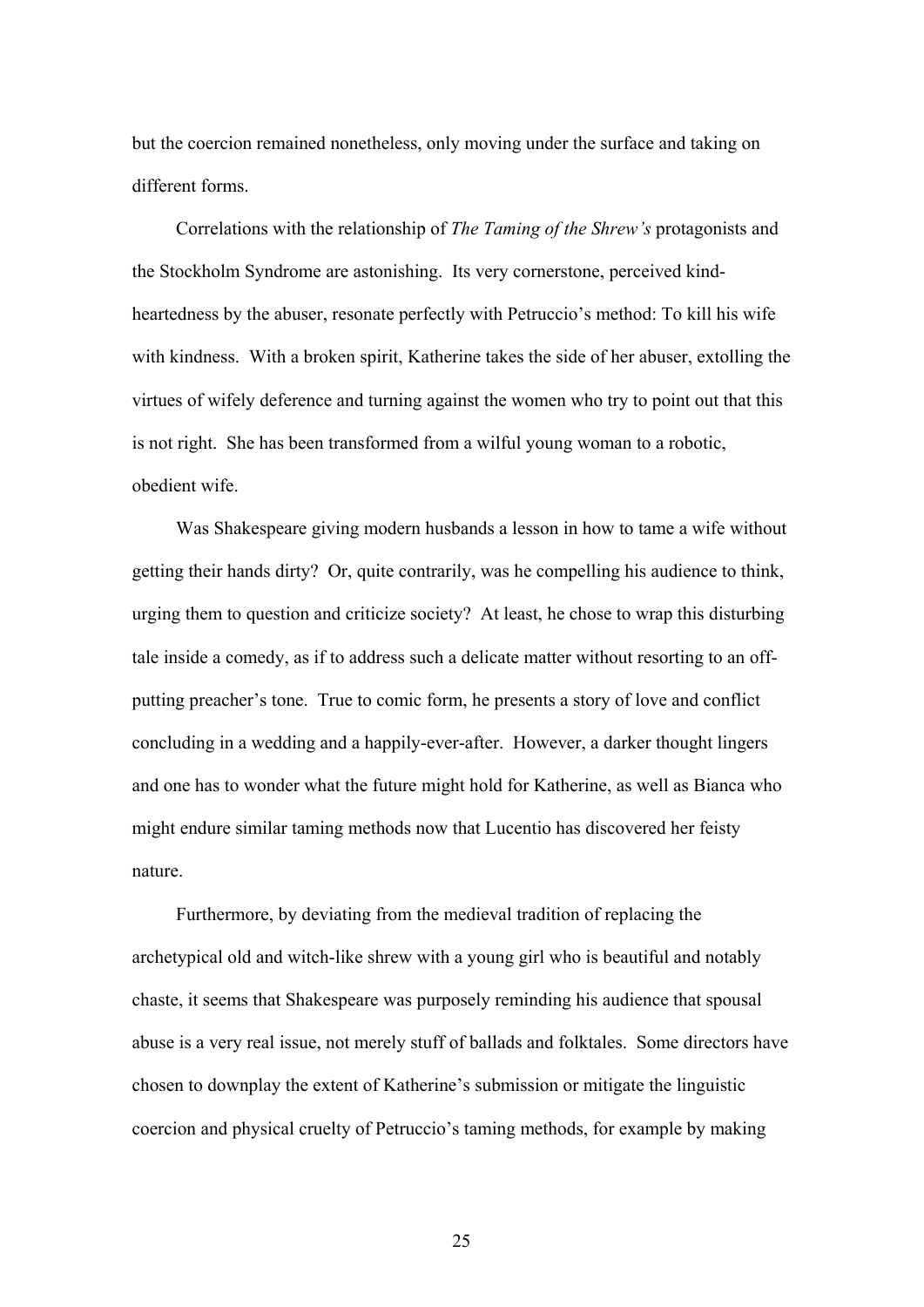but the coercion remained nonetheless, only moving under the surface and taking on different forms.

Correlations with the relationship of *The Taming of the Shrew's* protagonists and the Stockholm Syndrome are astonishing. Its very cornerstone, perceived kind-heartedness by the abuser, resonate perfectly with Petruccio's method: To kill his wife with kindness. With a broken spirit, Katherine takes the side of her abuser, extolling the virtues of wifely deference and turning against the women who try to point out that this is not right. She has been transformed from a wilful young woman to a robotic, obedient wife.

Was Shakespeare giving modern husbands a lesson in how to tame a wife without getting their hands dirty? Or, quite contrarily, was he compelling his audience to think, urging them to question and criticize society? At least, he chose to wrap this disturbing tale inside a comedy, as if to address such a delicate matter without resorting to an off-putting preacher's tone. True to comic form, he presents a story of love and conflict concluding in a wedding and a happily-ever-after. However, a darker thought lingers and one has to wonder what the future might hold for Katherine, as well as Bianca who might endure similar taming methods now that Lucentio has discovered her feisty nature.

Furthermore, by deviating from the medieval tradition of replacing the archetypical old and witch-like shrew with a young girl who is beautiful and notably chaste, it seems that Shakespeare was purposely reminding his audience that spousal abuse is a very real issue, not merely stuff of ballads and folktales. Some directors have chosen to downplay the extent of Katherine's submission or mitigate the linguistic coercion and physical cruelty of Petruccio's taming methods, for example by making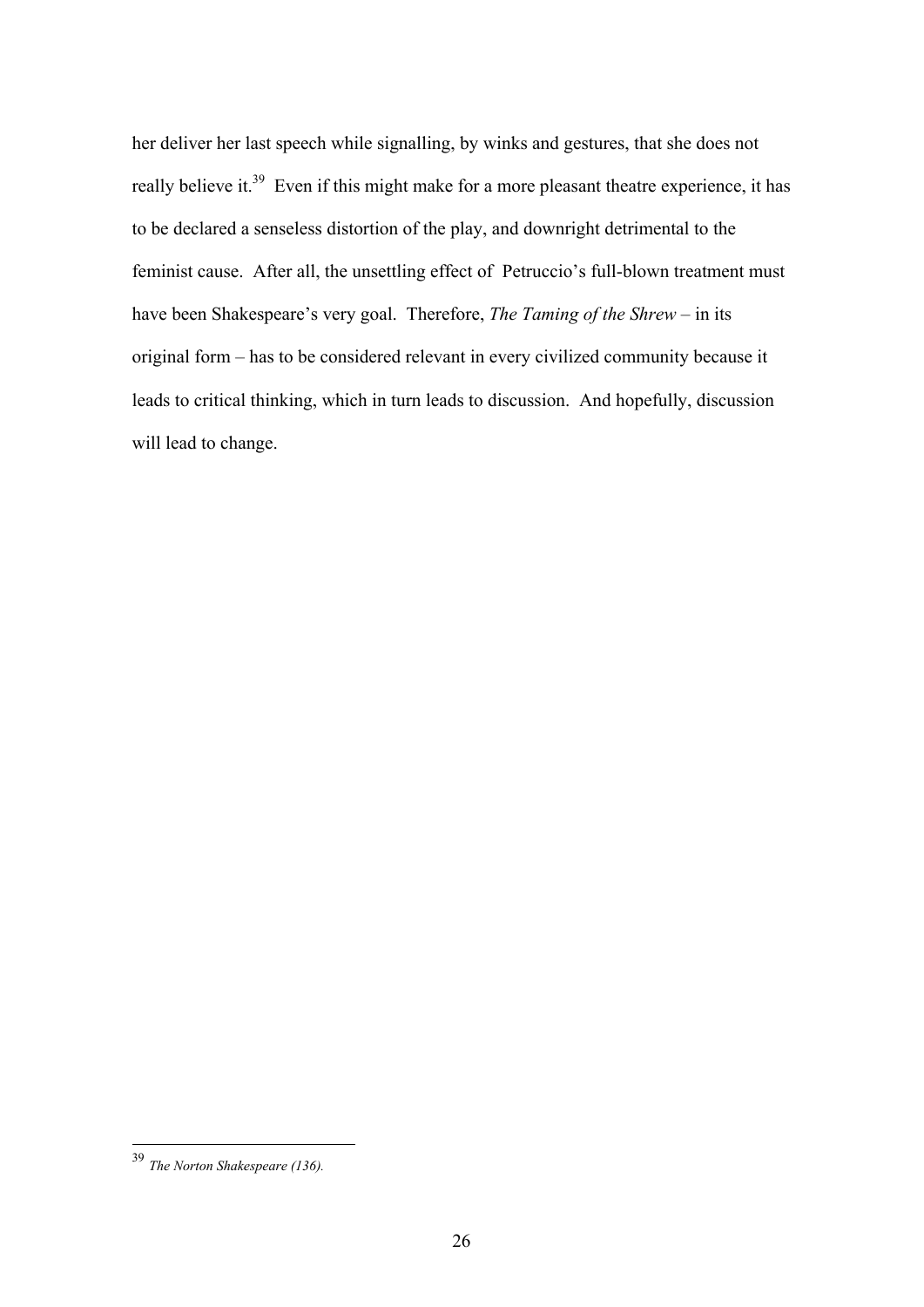her deliver her last speech while signalling, by winks and gestures, that she does not really believe it.[39] Even if this might make for a more pleasant theatre experience, it has to be declared a senseless distortion of the play, and downright detrimental to the feminist cause. After all, the unsettling effect of Petruccio's full-blown treatment must have been Shakespeare's very goal. Therefore, *The Taming of the Shrew* – in its original form – has to be considered relevant in every civilized community because it leads to critical thinking, which in turn leads to discussion. And hopefully, discussion will lead to change.

---

[39] *The Norton Shakespeare (136).*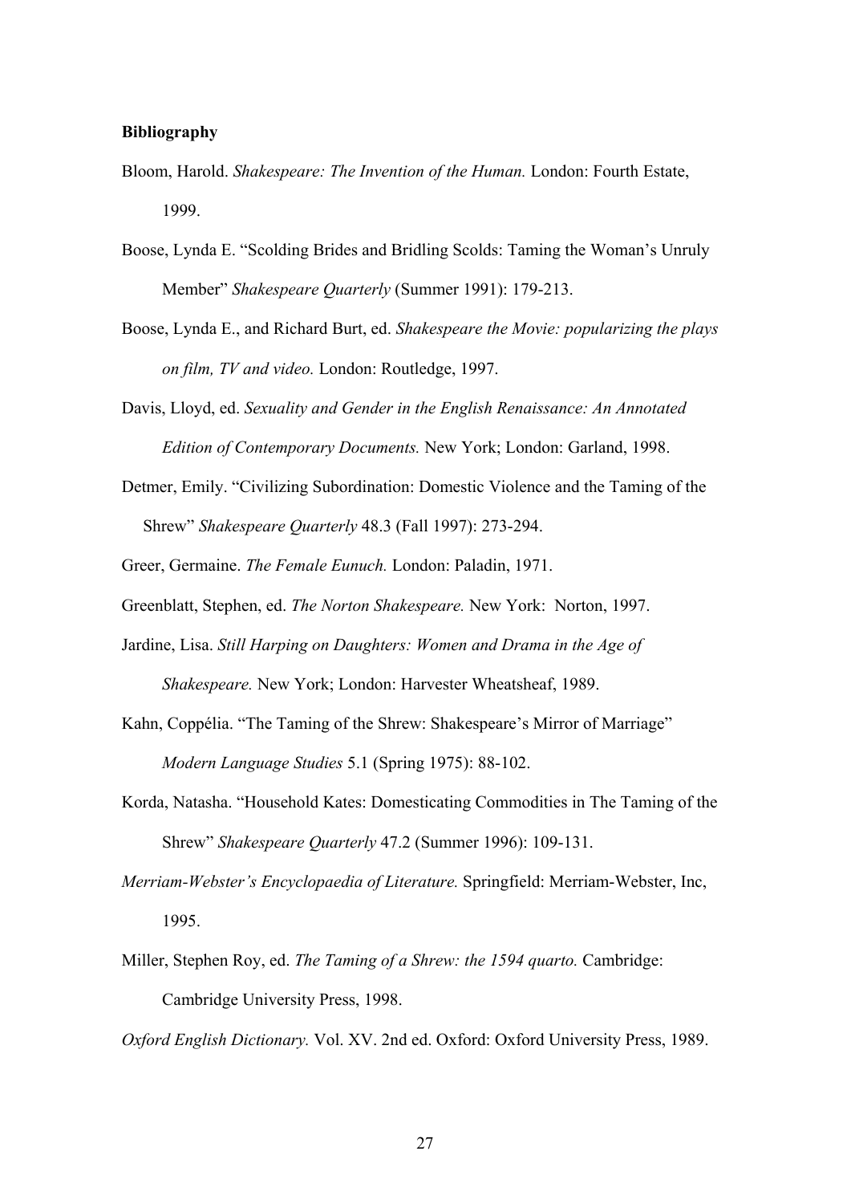**Bibliography**

Bloom, Harold. *Shakespeare: The Invention of the Human.* London: Fourth Estate, 1999.

Boose, Lynda E. "Scolding Brides and Bridling Scolds: Taming the Woman's Unruly Member" *Shakespeare Quarterly* (Summer 1991): 179-213.

Boose, Lynda E., and Richard Burt, ed. *Shakespeare the Movie: popularizing the plays on film, TV and video.* London: Routledge, 1997.

Davis, Lloyd, ed. *Sexuality and Gender in the English Renaissance: An Annotated Edition of Contemporary Documents.* New York; London: Garland, 1998.

Detmer, Emily. "Civilizing Subordination: Domestic Violence and the Taming of the Shrew" *Shakespeare Quarterly* 48.3 (Fall 1997): 273-294.

Greer, Germaine. *The Female Eunuch.* London: Paladin, 1971.

Greenblatt, Stephen, ed. *The Norton Shakespeare.* New York: Norton, 1997.

Jardine, Lisa. *Still Harping on Daughters: Women and Drama in the Age of Shakespeare.* New York; London: Harvester Wheatsheaf, 1989.

Kahn, Coppélia. "The Taming of the Shrew: Shakespeare's Mirror of Marriage" *Modern Language Studies* 5.1 (Spring 1975): 88-102.

Korda, Natasha. "Household Kates: Domesticating Commodities in The Taming of the Shrew" *Shakespeare Quarterly* 47.2 (Summer 1996): 109-131.

*Merriam-Webster's Encyclopaedia of Literature.* Springfield: Merriam-Webster, Inc, 1995.

Miller, Stephen Roy, ed. *The Taming of a Shrew: the 1594 quarto.* Cambridge: Cambridge University Press, 1998.

*Oxford English Dictionary.* Vol. XV. 2nd ed. Oxford: Oxford University Press, 1989.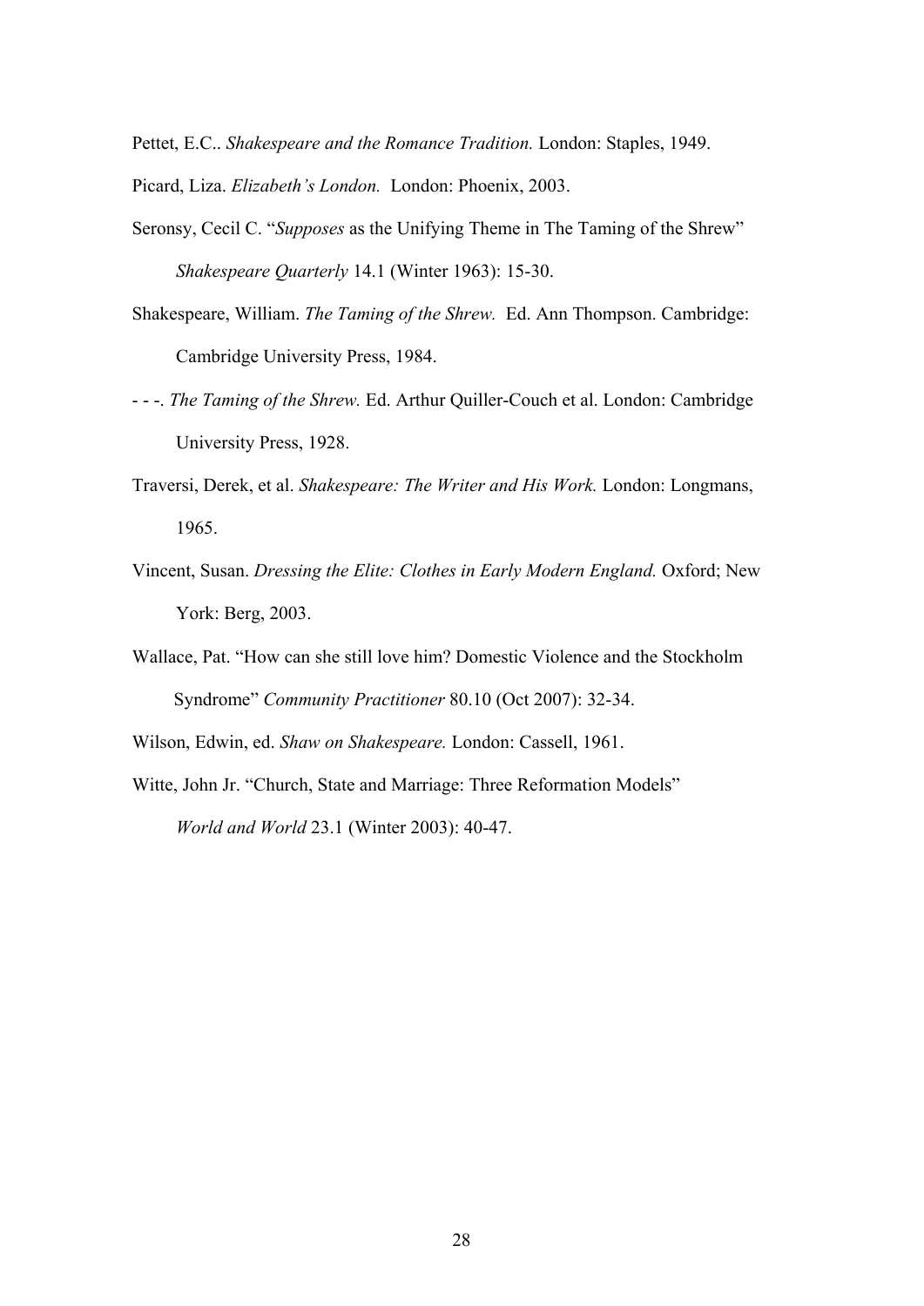Pettet, E.C.. *Shakespeare and the Romance Tradition.* London: Staples, 1949.

Picard, Liza. *Elizabeth's London.* London: Phoenix, 2003.

Seronsy, Cecil C. "*Supposes* as the Unifying Theme in The Taming of the Shrew" *Shakespeare Quarterly* 14.1 (Winter 1963): 15-30.

Shakespeare, William. *The Taming of the Shrew.* Ed. Ann Thompson. Cambridge: Cambridge University Press, 1984.

- - -. *The Taming of the Shrew.* Ed. Arthur Quiller-Couch et al. London: Cambridge University Press, 1928.

Traversi, Derek, et al. *Shakespeare: The Writer and His Work.* London: Longmans, 1965.

Vincent, Susan. *Dressing the Elite: Clothes in Early Modern England.* Oxford; New York: Berg, 2003.

Wallace, Pat. "How can she still love him? Domestic Violence and the Stockholm Syndrome" *Community Practitioner* 80.10 (Oct 2007): 32-34.

Wilson, Edwin, ed. *Shaw on Shakespeare.* London: Cassell, 1961.

Witte, John Jr. "Church, State and Marriage: Three Reformation Models" *World and World* 23.1 (Winter 2003): 40-47.